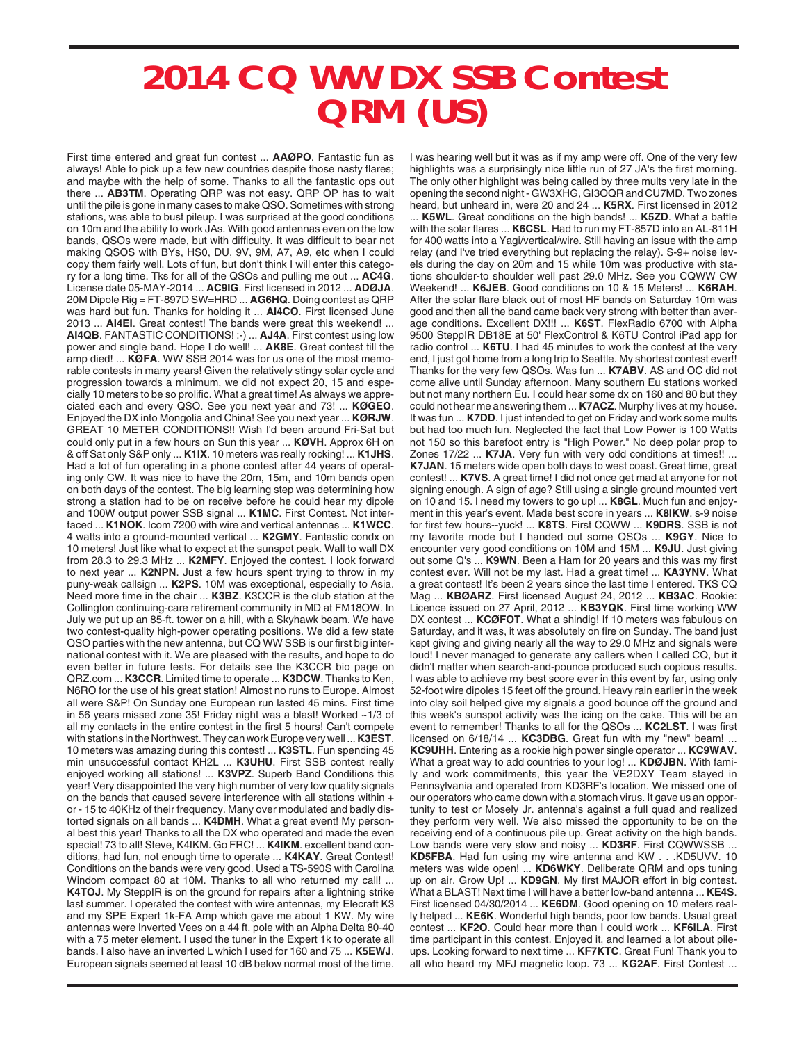# 2014 CQ WW DX SSB Contest QRM (US)

First time entered and great fun contest ... **AAØPO**. Fantastic fun as always! Able to pick up a few new countries despite those nasty flares; and maybe with the help of some. Thanks to all the fantastic ops out there ... **AB3TM**. Operating QRP was not easy. QRP OP has to wait until the pile is gone in many cases to make QSO. Sometimes with strong stations, was able to bust pileup. I was surprised at the good conditions on 10m and the ability to work JAs. With good antennas even on the low bands, QSOs were made, but with difficulty. It was difficult to bear not making QSOS with BYs, HS0, DU, 9V, 9M, A7, A9, etc when I could copy them fairly well. Lots of fun, but don't think I will enter this category for a long time. Tks for all of the QSOs and pulling me out ... **AC4G**. License date 05-MAY-2014 ... **AC9IG**. First licensed in 2012 ... **ADØJA**. 20M Dipole Rig = FT-897D SW=HRD ... **AG6HQ**. Doing contest as QRP was hard but fun. Thanks for holding it ... **AI4CO**. First licensed June 2013 ... **AI4EI**. Great contest! The bands were great this weekend! ... **AI4QB**. FANTASTIC CONDITIONS! :-) ... **AJ4A**. First contest using low power and single band. Hope I do well! ... **AK8E**. Great contest till the amp died! ... **KØFA**. WW SSB 2014 was for us one of the most memorable contests in many years! Given the relatively stingy solar cycle and progression towards a minimum, we did not expect 20, 15 and especially 10 meters to be so prolific. What a great time! As always we appreciated each and every QSO. See you next year and 73! ... **KØGEO**. Enjoyed the DX into Mongolia and China! See you next year ... **KØRJW**. GREAT 10 METER CONDITIONS!! Wish I'd been around Fri-Sat but could only put in a few hours on Sun this year ... **KØVH**. Approx 6H on & off Sat only S&P only ... **K1IX**. 10 meters was really rocking! ... **K1JHS**. Had a lot of fun operating in a phone contest after 44 years of operating only CW. It was nice to have the 20m, 15m, and 10m bands open on both days of the contest. The big learning step was determining how strong a station had to be on receive before he could hear my dipole and 100W output power SSB signal ... **K1MC**. First Contest. Not interfaced ... **K1NOK**. Icom 7200 with wire and vertical antennas ... **K1WCC**. 4 watts into a ground-mounted vertical ... **K2GMY**. Fantastic condx on 10 meters! Just like what to expect at the sunspot peak. Wall to wall DX from 28.3 to 29.3 MHz ... **K2MFY**. Enjoyed the contest. I look forward to next year ... **K2NPN**. Just a few hours spent trying to throw in my puny-weak callsign ... **K2PS**. 10M was exceptional, especially to Asia. Need more time in the chair ... **K3BZ**. K3CCR is the club station at the Collington continuing-care retirement community in MD at FM18OW. In July we put up an 85-ft. tower on a hill, with a Skyhawk beam. We have two contest-quality high-power operating positions. We did a few state QSO parties with the new antenna, but CQ WW SSB is our first big international contest with it. We are pleased with the results, and hope to do even better in future tests. For details see the K3CCR bio page on QRZ.com ... **K3CCR**. Limited time to operate ... **K3DCW**. Thanks to Ken, N6RO for the use of his great station! Almost no runs to Europe. Almost all were S&P! On Sunday one European run lasted 45 mins. First time in 56 years missed zone 35! Friday night was a blast! Worked ~1/3 of all my contacts in the entire contest in the first 5 hours! Can't compete with stations in the Northwest. They can work Europe very well ... **K3EST**. 10 meters was amazing during this contest! ... **K3STL**. Fun spending 45 min unsuccessful contact KH2L ... **K3UHU**. First SSB contest really enjoyed working all stations! ... **K3VPZ**. Superb Band Conditions this year! Very disappointed the very high number of very low quality signals on the bands that caused severe interference with all stations within + or - 15 to 40KHz of their frequency. Many over modulated and badly distorted signals on all bands ... **K4DMH**. What a great event! My personal best this year! Thanks to all the DX who operated and made the even special! 73 to all! Steve, K4IKM. Go FRC! ... **K4IKM**. excellent band conditions, had fun, not enough time to operate ... **K4KAY**. Great Contest! Conditions on the bands were very good. Used a TS-590S with Carolina Windom compact 80 at 10M. Thanks to all who returned my call! ... **K4TOJ**. My SteppIR is on the ground for repairs after a lightning strike last summer. I operated the contest with wire antennas, my Elecraft K3 and my SPE Expert 1k-FA Amp which gave me about 1 KW. My wire antennas were Inverted Vees on a 44 ft. pole with an Alpha Delta 80-40 with a 75 meter element. I used the tuner in the Expert 1k to operate all bands. I also have an inverted L which I used for 160 and 75 ... **K5EWJ**. European signals seemed at least 10 dB below normal most of the time. I was hearing well but it was as if my amp were off. One of the very few highlights was a surprisingly nice little run of 27 JA's the first morning. The only other highlight was being called by three mults very late in the opening the second night - GW3XHG, GI3OQR and CU7MD. Two zones heard, but unheard in, were 20 and 24 ... **K5RX**. First licensed in 2012 ... **K5WL**. Great conditions on the high bands! ... **K5ZD**. What a battle with the solar flares ... **K6CSL**. Had to run my FT-857D into an AL-811H for 400 watts into a Yagi/vertical/wire. Still having an issue with the amp relay (and I've tried everything but replacing the relay). S-9+ noise levels during the day on 20m and 15 while 10m was productive with stations shoulder-to-shoulder well past 29.0 MHz. See you CQWW CW Weekend! ... **K6JEB**. Good conditions on 10 & 15 Meters! ... **K6RAH**. After the solar flare black out of most HF bands on Saturday 10m was good and then all the band came back very strong with better than average conditions. Excellent DX!!! ... **K6ST**. FlexRadio 6700 with Alpha 9500 SteppIR DB18E at 50' FlexControl & K6TU Control iPad app for radio control ... **K6TU**. I had 45 minutes to work the contest at the very end, I just got home from a long trip to Seattle. My shortest contest ever!! Thanks for the very few QSOs. Was fun ... **K7ABV**. AS and OC did not come alive until Sunday afternoon. Many southern Eu stations worked but not many northern Eu. I could hear some dx on 160 and 80 but they could not hear me answering them ... **K7ACZ**. Murphy lives at my house. It was fun ... **K7DD**. I just intended to get on Friday and work some mults but had too much fun. Neglected the fact that Low Power is 100 Watts not 150 so this barefoot entry is "High Power." No deep polar prop to Zones 17/22 ... **K7JA**. Very fun with very odd conditions at times!! ... **K7JAN**. 15 meters wide open both days to west coast. Great time, great contest! ... **K7VS**. A great time! I did not once get mad at anyone for not signing enough. A sign of age? Still using a single ground mounted vert on 10 and 15. I need my towers to go up! ... **K8GL**. Much fun and enjoyment in this year's event. Made best score in years ... **K8IKW**. s-9 noise for first few hours--yuck! ... **K8TS**. First CQWW ... **K9DRS**. SSB is not my favorite mode but I handed out some QSOs ... **K9GY**. Nice to encounter very good conditions on 10M and 15M ... **K9JU**. Just giving out some Q's ... **K9WN**. Been a Ham for 20 years and this was my first contest ever. Will not be my last. Had a great time! ... **KA3YNV**. What a great contest! It's been 2 years since the last time I entered. TKS CQ Mag ... **KBØARZ**. First licensed August 24, 2012 ... **KB3AC**. Rookie: Licence issued on 27 April, 2012 ... **KB3YQK**. First time working WW DX contest ... **KCØFOT**. What a shindig! If 10 meters was fabulous on Saturday, and it was, it was absolutely on fire on Sunday. The band just kept giving and giving nearly all the way to 29.0 MHz and signals were loud! I never managed to generate any callers when I called CQ, but it didn't matter when search-and-pounce produced such copious results. I was able to achieve my best score ever in this event by far, using only 52-foot wire dipoles 15 feet off the ground. Heavy rain earlier in the week into clay soil helped give my signals a good bounce off the ground and this week's sunspot activity was the icing on the cake. This will be an event to remember! Thanks to all for the QSOs ... **KC2LST**. I was first licensed on 6/18/14 ... **KC3DBG**. Great fun with my "new" beam! ... **KC9UHH**. Entering as a rookie high power single operator ... **KC9WAV**. What a great way to add countries to your log! ... **KDØJBN**. With family and work commitments, this year the VE2DXY Team stayed in Pennsylvania and operated from KD3RF's location. We missed one of our operators who came down with a stomach virus. It gave us an opportunity to test or Mosely Jr. antenna's against a full quad and realized they perform very well. We also missed the opportunity to be on the receiving end of a continuous pile up. Great activity on the high bands. Low bands were very slow and noisy ... **KD3RF**. First CQWWSSB ... **KD5FBA**. Had fun using my wire antenna and KW . . .KD5UVV. 10 meters was wide open! ... **KD6WKY**. Deliberate QRM and ops tuning up on air. Grow Up! ... **KD9GN**. My first MAJOR effort in big contest. What a BLAST! Next time I will have a better low-band antenna ... **KE4S**. First licensed 04/30/2014 ... **KE6DM**. Good opening on 10 meters really helped ... **KE6K**. Wonderful high bands, poor low bands. Usual great contest ... **KF2O**. Could hear more than I could work ... **KF6ILA**. First time participant in this contest. Enjoyed it, and learned a lot about pileups. Looking forward to next time ... **KF7KTC**. Great Fun! Thank you to all who heard my MFJ magnetic loop. 73 ... **KG2AF**. First Contest ...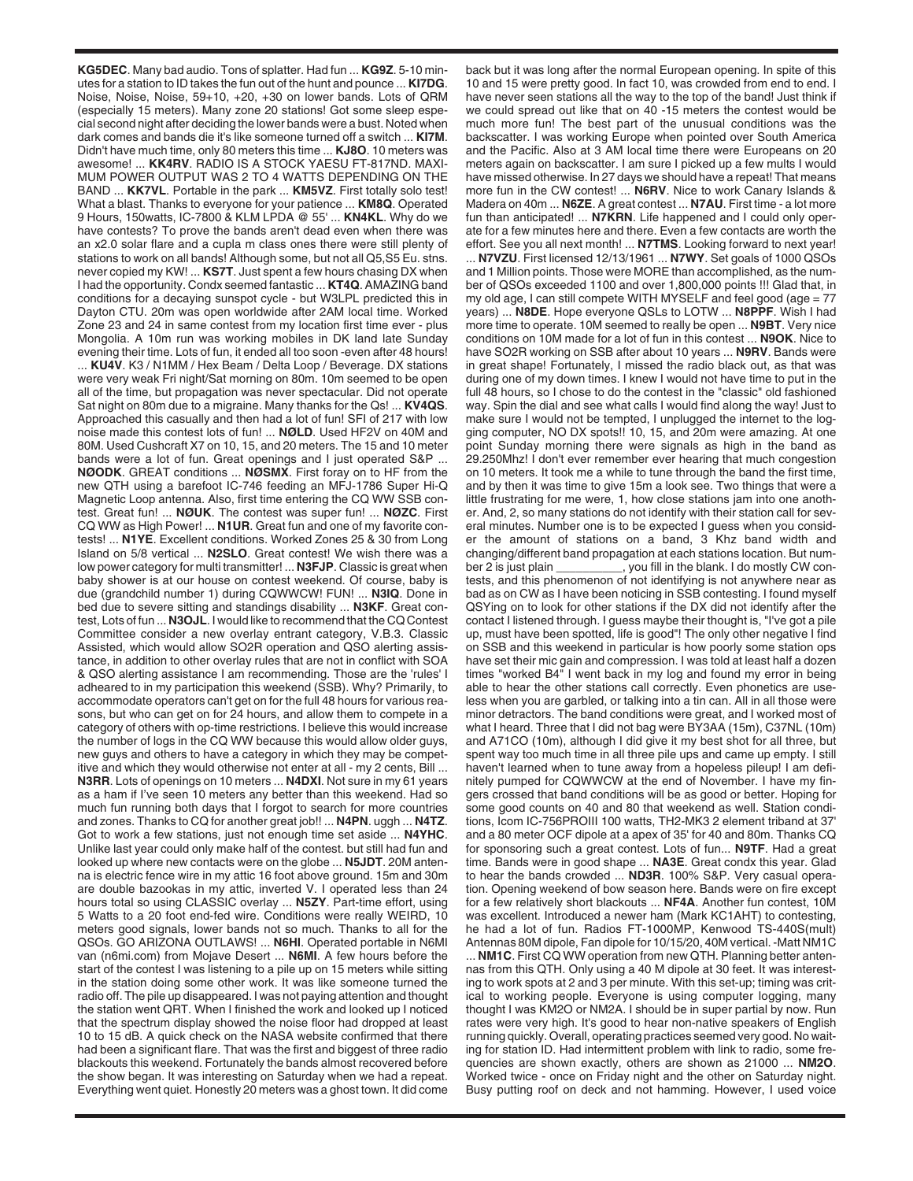**KG5DEC**. Many bad audio. Tons of splatter. Had fun ... **KG9Z**. 5-10 minutes for a station to ID takes the fun out of the hunt and pounce ... **KI7DG**. Noise, Noise, Noise, 59+10, +20, +30 on lower bands. Lots of QRM (especially 15 meters). Many zone 20 stations! Got some sleep especial second night after deciding the lower bands were a bust. Noted when dark comes and bands die it's like someone turned off a switch ... **KI7M**. Didn't have much time, only 80 meters this time ... **KJ8O**. 10 meters was awesome! ... **KK4RV**. RADIO IS A STOCK YAESU FT-817ND. MAXIMUM POWER OUTPUT WAS 2 TO 4 WATTS DEPENDING ON THE BAND ... **KK7VL**. Portable in the park ... **KM5VZ**. First totally solo test! What a blast. Thanks to everyone for your patience ... **KM8Q**. Operated 9 Hours, 150watts, IC-7800 & KLM LPDA @ 55' ... **KN4KL**. Why do we have contests? To prove the bands aren't dead even when there was an x2.0 solar flare and a cupla m class ones there were still plenty of stations to work on all bands! Although some, but not all Q5,S5 Eu. stns. never copied my KW! ... **KS7T**. Just spent a few hours chasing DX when I had the opportunity. Condx seemed fantastic ... **KT4Q**. AMAZING band conditions for a decaying sunspot cycle - but W3LPL predicted this in Dayton CTU. 20m was open worldwide after 2AM local time. Worked Zone 23 and 24 in same contest from my location first time ever - plus Mongolia. A 10m run was working mobiles in DK land late Sunday evening their time. Lots of fun, it ended all too soon -even after 48 hours! ... **KU4V**. K3 / N1MM / Hex Beam / Delta Loop / Beverage. DX stations were very weak Fri night/Sat morning on 80m. 10m seemed to be open all of the time, but propagation was never spectacular. Did not operate Sat night on 80m due to a migraine. Many thanks for the Qs! ... **KV4QS**. Approached this casually and then had a lot of fun! SFI of 217 with low noise made this contest lots of fun! ... **NØLD**. Used HF2V on 40M and 80M. Used Cushcraft X7 on 10, 15, and 20 meters. The 15 and 10 meter bands were a lot of fun. Great openings and I just operated S&P ... **NØODK**. GREAT conditions ... **NØSMX**. First foray on to HF from the new QTH using a barefoot IC-746 feeding an MFJ-1786 Super Hi-Q Magnetic Loop antenna. Also, first time entering the CQ WW SSB contest. Great fun! ... **NØUK**. The contest was super fun! ... **NØZC**. First CQ WW as High Power! ... **N1UR**. Great fun and one of my favorite contests! ... **N1YE**. Excellent conditions. Worked Zones 25 & 30 from Long Island on 5/8 vertical ... **N2SLO**. Great contest! We wish there was a low power category for multi transmitter! ... **N3FJP**. Classic is great when baby shower is at our house on contest weekend. Of course, baby is due (grandchild number 1) during CQWWCW! FUN! ... **N3IQ**. Done in bed due to severe sitting and standings disability ... **N3KF**. Great contest, Lots of fun ... **N3OJL**. I would like to recommend that the CQ Contest Committee consider a new overlay entrant category, V.B.3. Classic Assisted, which would allow SO2R operation and QSO alerting assistance, in addition to other overlay rules that are not in conflict with SOA & QSO alerting assistance I am recommending. Those are the 'rules' I adhered to in my participation this weekend (SSB). Why? Primarily, to accommodate operators can't get on for the full 48 hours for various reasons, but who can get on for 24 hours, and allow them to compete in a category of others with op-time restrictions. I believe this would increase the number of logs in the CQ WW because this would allow older guys, new guys and others to have a category in which they may be competitive and which they would otherwise not enter at all - my 2 cents, Bill ... **N3RR**. Lots of openings on 10 meters ... **N4DXI**. Not sure in my 61 years as a ham if I've seen 10 meters any better than this weekend. Had so much fun running both days that I forgot to search for more countries and zones. Thanks to CQ for another great job!! ... **N4PN**. ugh ... **N4TZ**. Got to work a few stations, just not enough time set aside ... **N4YHC**. Unlike last year could only make half of the contest. but still had fun and looked up where new contacts were on the globe ... **N5JDT**. 20M antenna is electric fence wire in my attic 16 foot above ground. 15m and 30m are double bazookas in my attic, inverted V. I operated less than 24 hours total so using CLASSIC overlay ... **N5ZY**. Part-time effort, using 5 Watts to a 20 foot end-fed wire. Conditions were really WEIRD, 10 meters good signals, lower bands not so much. Thanks to all for the QSOs. GO ARIZONA OUTLAWS! ... **N6HI**. Operated portable in N6MI van (n6mi.com) from Mojave Desert ... **N6MI**. A few hours before the start of the contest I was listening to a pile up on 15 meters while sitting in the station doing some other work. It was like someone turned the radio off. The pile up disappeared. I was not paying attention and thought the station went QRT. When I finished the work and looked up I noticed that the spectrum display showed the noise floor had dropped at least 10 to 15 dB. A quick check on the NASA website confirmed that there had been a significant flare. That was the first and biggest of three radio blackouts this weekend. Fortunately the bands almost recovered before the show began. It was interesting on Saturday when we had a repeat. Everything went quiet. Honestly 20 meters was a ghost town. It did come back but it was long after the normal European opening. In spite of this 10 and 15 were pretty good. In fact 10, was crowded from end to end. I have never seen stations all the way to the top of the band! Just think if we could spread out like that on 40 -15 meters the contest would be much more fun! The best part of the unusual conditions was the backscatter. I was working Europe when pointed over South America and the Pacific. Also at 3 AM local time there were Europeans on 20 meters again on backscatter. I am sure I picked up a few mults I would have missed otherwise. In 27 days we should have a repeat! That means more fun in the CW contest! ... **N6RV**. Nice to work Canary Islands & Madera on 40m ... **N6ZE**. A great contest ... **N7AU**. First time - a lot more fun than anticipated! ... **N7KRN**. Life happened and I could only operate for a few minutes here and there. Even a few contacts are worth the effort. See you all next month! ... **N7TMS**. Looking forward to next year! ... **N7VZU**. First licensed 12/13/1961 ... **N7WY**. Set goals of 1000 QSOs and 1 Million points. Those were MORE than accomplished, as the number of QSOs exceeded 1100 and over 1,800,000 points !!! Glad that, in my old age, I can still compete WITH MYSELF and feel good (age = 77 years) ... **N8DE**. Hope everyone QSLs to LOTW ... **N8PPF**. Wish I had more time to operate. 10M seemed to really be open ... **N9BT**. Very nice conditions on 10M made for a lot of fun in this contest ... **N9OK**. Nice to have SO2R working on SSB after about 10 years ... **N9RV**. Bands were in great shape! Fortunately, I missed the radio black out, as that was during one of my down times. I knew I would not have time to put in the full 48 hours, so I chose to do the contest in the "classic" old fashioned way. Spin the dial and see what calls I would find along the way! Just to make sure I would not be tempted, I unplugged the internet to the logging computer, NO DX spots!! 10, 15, and 20m were amazing. At one point Sunday morning there were signals as high in the band as 29.250Mhz! I don't ever remember ever hearing that much congestion on 10 meters. It took me a while to tune through the band the first time, and by then it was time to give 15m a look see. Two things that were a little frustrating for me were, 1, how close stations jam into one another. And, 2, so many stations do not identify with their station call for several minutes. Number one is to be expected I guess when you consider the amount of stations on a band, 3 Khz band width and changing/different band propagation at each stations location. But number 2 is just plain __________, you fill in the blank. I do mostly CW contests, and this phenomenon of not identifying is not anywhere near as bad as on CW as I have been noticing in SSB contesting. I found myself QSYing on to look for other stations if the DX did not identify after the contact I listened through. I guess maybe their thought is, "I've got a pile up, must have been spotted, life is good"! The only other negative I find on SSB and this weekend in particular is how poorly some station ops have set their mic gain and compression. I was told at least half a dozen times "worked B4" I went back in my log and found my error in being able to hear the other stations call correctly. Even phonetics are useless when you are garbled, or talking into a tin can. All in all those were minor detractors. The band conditions were great, and I worked most of what I heard. Three that I did not bag were BY3AA (15m), C37NL (10m) and A71CO (10m), although I did give it my best shot for all three, but spent way too much time in all three pile ups and came up empty. I still haven't learned when to tune away from a hopeless pileup! I am definitely pumped for CQWWCW at the end of November. I have my fingers crossed that band conditions will be as good or better. Hoping for some good counts on 40 and 80 that weekend as well. Station conditions, Icom IC-756PROIII 100 watts, TH2-MK3 2 element triband at 37' and a 80 meter OCF dipole at a apex of 35' for 40 and 80m. Thanks CQ for sponsoring such a great contest. Lots of fun... **N9TF**. Had a great time. Bands were in good shape ... **NA3E**. Great condx this year. Glad to hear the bands crowded ... **ND3R**. 100% S&P. Very casual operation. Opening weekend of bow season here. Bands were on fire except for a few relatively short blackouts ... **NF4A**. Another fun contest, 10M was excellent. Introduced a newer ham (Mark KC1AHT) to contesting, he had a lot of fun. Radios FT-1000MP, Kenwood TS-440S(mult) Antennas 80M dipole, Fan dipole for 10/15/20, 40M vertical. -Matt NM1C ... **NM1C**. First CQ WW operation from new QTH. Planning better antennas from this QTH. Only using a 40 M dipole at 30 feet. It was interesting to work spots at 2 and 3 per minute. With this set-up; timing was critical to working people. Everyone is using computer logging, many thought I was KM2O or NM2A. I should be in super partial by now. Run rates were very high. It's good to hear non-native speakers of English running quickly. Overall, operating practices seemed very good. No waiting for station ID. Had intermittent problem with link to radio, some frequencies are shown exactly, others are shown as 21000 ... **NM2O**. Worked twice - once on Friday night and the other on Saturday night. Busy putting roof on deck and not hamming. However, I used voice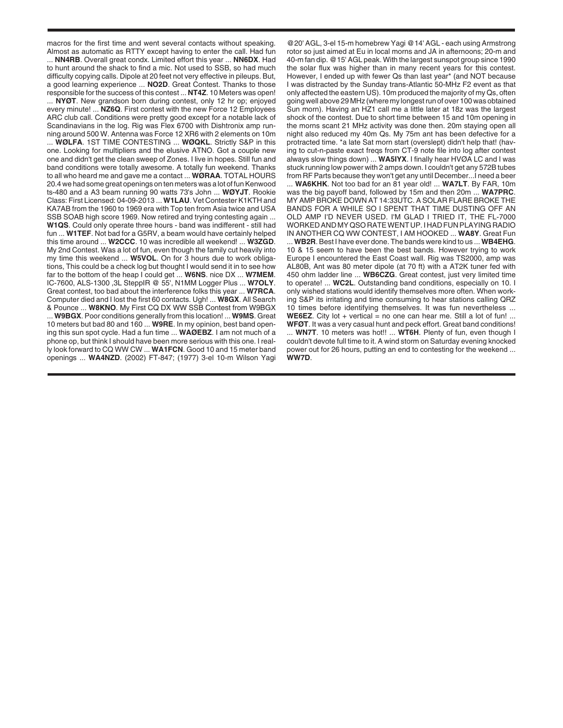macros for the first time and went several contacts without speaking. Almost as automatic as RTTY except having to enter the call. Had fun ... **NN4RB**. Overall great condx. Limited effort this year ... **NN6DX**. Had to hunt around the shack to find a mic. Not used to SSB, so had much difficulty copying calls. Dipole at 20 feet not very effective in pileups. But, a good learning experience ... **NO2D**. Great Contest. Thanks to those responsible for the success of this contest ... **NT4Z**. 10 Meters was open! ... **NYØT**. New grandson born during contest, only 12 hr op; enjoyed every minute! ... **NZ6Q**. First contest with the new Force 12 Employees ARC club call. Conditions were pretty good except for a notable lack of Scandinavians in the log. Rig was Flex 6700 with Dishtronix amp running around 500 W. Antenna was Force 12 XR6 with 2 elements on 10m ... **WØLFA**. 1ST TIME CONTESTING ... **WØQKL**. Strictly S&P in this one. Looking for multipliers and the elusive ATNO. Got a couple new one and didn't get the clean sweep of Zones. I live in hopes. Still fun and band conditions were totally awesome. A totally fun weekend. Thanks to all who heard me and gave me a contact ... **WØRAA**. TOTAL HOURS 20.4 we had some great openings on ten meters was a lot of fun Kenwood ts-480 and a A3 beam running 90 watts 73's John ... **WØYJT**. Rookie Class: First Licensed: 04-09-2013 ... **W1LAU**. Vet Contester K1KTH and KA7AB from the 1960 to 1969 era with Top ten from Asia twice and USA SSB SOAB high score 1969. Now retired and trying contesting again ... **W1QS**. Could only operate three hours - band was indifferent - still had fun ... **W1TEF**. Not bad for a G5RV, a beam would have certainly helped this time around ... **W2CCC**. 10 was incredible all weekend! ... **W3ZGD**. My 2nd Contest. Was a lot of fun, even though the family cut heavily into my time this weekend ... **W5VOL**. On for 3 hours due to work obligations, This could be a check log but thought I would send it in to see how far to the bottom of the heap I could get ... **W6NS**. nice DX ... **W7MEM**. IC-7600, ALS-1300 ,3L SteppIR @ 55', N1MM Logger Plus ... **W7OLY**. Great contest, too bad about the interference folks this year ... **W7RCA**. Computer died and I lost the first 60 contacts. Ugh! ... **W8GX**. All Search & Pounce ... **W8KNO**. My First CQ DX WW SSB Contest from W9BGX ... **W9BGX**. Poor conditions generally from this location! ... **W9MS**. Great 10 meters but bad 80 and 160 ... **W9RE**. In my opinion, best band opening this sun spot cycle. Had a fun time ... **WAØEBZ**. I am not much of a phone op, but think I should have been more serious with this one. I really look forward to CQ WW CW ... **WA1FCN**. Good 10 and 15 meter band openings ... **WA4NZD**. (2002) FT-847; (1977) 3-el 10-m Wilson Yagi @20' AGL, 3-el 15-m homebrew Yagi @14' AGL - each using Armstrong rotor so just aimed at Eu in local morns and JA in afternoons; 20-m and 40-m fan dip. @15' AGL peak. With the largest sunspot group since 1990 the solar flux was higher than in many recent years for this contest. However, I ended up with fewer Qs than last year* (and NOT because I was distracted by the Sunday trans-Atlantic 50-MHz F2 event as that only affected the eastern US). 10m produced the majority of my Qs, often going well above 29 MHz (where my longest run of over 100 was obtained Sun morn). Having an HZ1 call me a little later at 18z was the largest shock of the contest. Due to short time between 15 and 10m opening in the morns scant 21 MHz activity was done then. 20m staying open all night also reduced my 40m Qs. My 75m ant has been defective for a protracted time. *a late Sat morn start (overslept) didn't help that! (having to cut-n-paste exact freqs from CT-9 note file into log after contest always slow things down) ... **WA5IYX**. I finally hear HVØA LC and I was stuck running low power with 2 amps down. I couldn't get any 572B tubes from RF Parts because they won't get any until December...I need a beer ... **WA6KHK**. Not too bad for an 81 year old! ... **WA7LT**. By FAR, 10m was the big payoff band, followed by 15m and then 20m ... **WA7PRC**. MY AMP BROKE DOWN AT 14:33UTC. A SOLAR FLARE BROKE THE BANDS FOR A WHILE SO I SPENT THAT TIME DUSTING OFF AN OLD AMP I'D NEVER USED. I'M GLAD I TRIED IT, THE FL-7000 WORKED AND MY QSO RATE WENT UP. I HAD FUN PLAYING RADIO IN ANOTHER CQ WW CONTEST, I AM HOOKED ... **WA8Y**. Great Fun ... **WB2R**. Best I have ever done. The bands were kind to us ... **WB4EHG**. 10 & 15 seem to have been the best bands. However trying to work Europe I encountered the East Coast wall. Rig was TS2000, amp was AL80B, Ant was 80 meter dipole (at 70 ft) with a AT2K tuner fed with 450 ohm ladder line ... **WB6CZG**. Great contest, just very limited time to operate! ... **WC2L**. Outstanding band conditions, especially on 10. I only wished stations would identify themselves more often. When working S&P its irritating and time consuming to hear stations calling QRZ 10 times before identifying themselves. It was fun nevertheless ... **WE6EZ**. City lot + vertical = no one can hear me. Still a lot of fun! ... **WFØT**. It was a very casual hunt and peck effort. Great band conditions! ... **WN7T**. 10 meters was hot!! ... **WT6H**. Plenty of fun, even though I couldn't devote full time to it. A wind storm on Saturday evening knocked power out for 26 hours, putting an end to contesting for the weekend ... **WW7D**.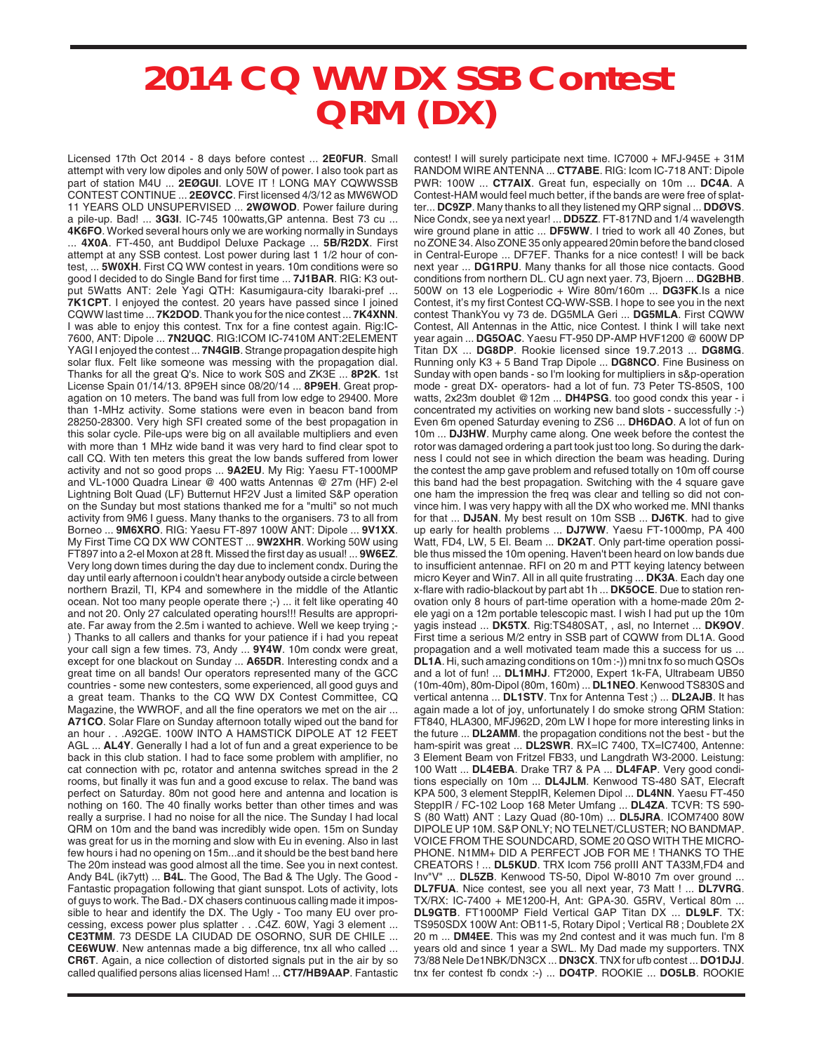# 2014 CQ WW DX SSB Contest QRM (DX)

Licensed 17th Oct 2014 - 8 days before contest ... **2E0FUR**. Small attempt with very low dipoles and only 50W of power. I also took part as part of station M4U ... **2EØGUI**. LOVE IT ! LONG MAY CQWWSSB CONTEST CONTINUE ... **2EØVCC**. First licensed 4/3/12 as MW6WOD 11 YEARS OLD UNSUPERVISED ... **2WØWOD**. Power failure during a pile-up. Bad! ... **3G3I**. IC-745 100watts,GP antenna. Best 73 cu ... **4K6FO**. Worked several hours only we are working normally in Sundays ... **4X0A**. FT-450, ant Buddipol Deluxe Package ... **5B/R2DX**. First attempt at any SSB contest. Lost power during last 1 1/2 hour of contest, ... **5W0XH**. First CQ WW contest in years. 10m conditions were so good I decided to do Single Band for first time ... **7J1BAR**. RIG: K3 output 5Watts ANT: 2ele Yagi QTH: Kasumigaura-city Ibaraki-pref ... **7K1CPT**. I enjoyed the contest. 20 years have passed since I joined CQWW last time ... **7K2DOD**. Thank you for the nice contest ... **7K4XNN**. I was able to enjoy this contest. Tnx for a fine contest again. Rig:IC-7600, ANT: Dipole ... **7N2UQC**. RIG:ICOM IC-7410M ANT:2ELEMENT YAGI I enjoyed the contest ... **7N4GIB**. Strange propagation despite high solar flux. Felt like someone was messing with the propagation dial. Thanks for all the great Q's. Nice to work S0S and ZK3E ... **8P2K**. 1st License Spain 01/14/13. 8P9EH since 08/20/14 ... **8P9EH**. Great propagation on 10 meters. The band was full from low edge to 29400. More than 1-MHz activity. Some stations were even in beacon band from 28250-28300. Very high SFI created some of the best propagation in this solar cycle. Pile-ups were big on all available multipliers and even with more than 1 MHz wide band it was very hard to find clear spot to call CQ. With ten meters this great the low bands suffered from lower activity and not so good props ... **9A2EU**. My Rig: Yaesu FT-1000MP and VL-1000 Quadra Linear @ 400 watts Antennas @ 27m (HF) 2-el Lightning Bolt Quad (LF) Butternut HF2V Just a limited S&P operation on the Sunday but most stations thanked me for a "multi" so not much activity from 9M6 I guess. Many thanks to the organisers. 73 to all from Borneo ... **9M6XRO**. RIG: Yaesu FT-897 100W ANT: Dipole ... **9V1XX**. My First Time CQ DX WW CONTEST ... **9W2XHR**. Working 50W using FT897 into a 2-el Moxon at 28 ft. Missed the first day as usual! ... **9W6EZ**. Very long down times during the day due to inclement condx. During the day until early afternoon i couldn't hear anybody outside a circle between northern Brazil, TI, KP4 and somewhere in the middle of the Atlantic ocean. Not too many people operate there ;-) ... it felt like operating 40 and not 20. Only 27 calculated operating hours!!! Results are appropriate. Far away from the 2.5m i wanted to achieve. Well we keep trying ;-) Thanks to all callers and thanks for your patience if i had you repeat your call sign a few times. 73, Andy ... **9Y4W**. 10m condx were great, except for one blackout on Sunday ... **A65DR**. Interesting condx and a great time on all bands! Our operators represented many of the GCC countries - some new contesters, some experienced, all good guys and a great team. Thanks to the CQ WW DX Contest Committee, CQ Magazine, the WWROF, and all the fine operators we met on the air ... **A71CO**. Solar Flare on Sunday afternoon totally wiped out the band for an hour . . .A92GE. 100W INTO A HAMSTICK DIPOLE AT 12 FEET AGL ... **AL4Y**. Generally I had a lot of fun and a great experience to be back in this club station. I had to face some problem with amplifier, no cat connection with pc, rotator and antenna switches spread in the 2 rooms, but finally it was fun and a good excuse to relax. The band was perfect on Saturday. 80m not good here and antenna and location is nothing on 160. The 40 finally works better than other times and was really a surprise. I had no noise for all the nice. The Sunday I had local QRM on 10m and the band was incredibly wide open. 15m on Sunday was great for us in the morning and slow with Eu in evening. Also in last few hours i had no opening on 15m...and it should be the best band here The 20m instead was good almost all the time. See you in next contest. Andy B4L (ik7ytt) ... **B4L**. The Good, The Bad & The Ugly. The Good - Fantastic propagation following that giant sunspot. Lots of activity, lots of guys to work. The Bad.- DX chasers continuous calling made it impossible to hear and identify the DX. The Ugly - Too many EU over processing, excess power plus splatter . . .C4Z. 60W, Yagi 3 element ... **CE3TMM**. 73 DESDE LA CIUDAD DE OSORNO, SUR DE CHILE ... **CE6WUW**. New antennas made a big difference, tnx all who called ... **CR6T**. Again, a nice collection of distorted signals put in the air by so called qualified persons alias licensed Ham! ... **CT7/HB9AAP**. Fantastic contest! I will surely participate next time. IC7000 + MFJ-945E + 31M RANDOM WIRE ANTENNA ... **CT7ABE**. RIG: Icom IC-718 ANT: Dipole PWR: 100W ... **CT7AIX**. Great fun, especially on 10m ... **DC4A**. A Contest-HAM would feel much better, if the bands are were free of splatter... **DC9ZP**. Many thanks to all they listened my QRP signal ... **DDØVS**. Nice Condx, see ya next year! ... **DD5ZZ**. FT-817ND and 1/4 wavelength wire ground plane in attic ... **DF5WW**. I tried to work all 40 Zones, but no ZONE 34. Also ZONE 35 only appeared 20min before the band closed in Central-Europe ... DF7EF. Thanks for a nice contest! I will be back next year ... **DG1RPU**. Many thanks for all those nice contacts. Good conditions from northern DL. CU agn next yaer. 73, Bjoern ... **DG2BHB**. 500W on 13 ele Logperiodic + Wire 80m/160m ... **DG3FK**.Is a nice Contest, it's my first Contest CQ-WW-SSB. I hope to see you in the next contest ThankYou vy 73 de. DG5MLA Geri ... **DG5MLA**. First CQWW Contest, All Antennas in the Attic, nice Contest. I think I will take next year again ... **DG5OAC**. Yaesu FT-950 DP-AMP HVF1200 @ 600W DP Titan DX ... **DG8DP**. Rookie licensed since 19.7.2013 ... **DG8MG**. Running only K3 + 5 Band Trap Dipole ... **DG8NCO**. Fine Business on Sunday with open bands - so I'm looking for multipliers in s&p-operation mode - great DX- operators- had a lot of fun. 73 Peter TS-850S, 100 watts, 2x23m doublet @12m ... **DH4PSG**. too good condx this year - i concentrated my activities on working new band slots - successfully :-) Even 6m opened Saturday evening to ZS6 ... **DH6DAO**. A lot of fun on 10m ... **DJ3HW**. Murphy came along. One week before the contest the rotor was damaged ordering a part took just too long. So during the darkness I could not see in which direction the beam was heading. During the contest the amp gave problem and refused totally on 10m off course this band had the best propagation. Switching with the 4 square gave one ham the impression the freq was clear and telling so did not convince him. I was very happy with all the DX who worked me. MNI thanks for that ... **DJ5AN**. My best result on 10m SSB ... **DJ6TK**. had to give up early for health problems ... **DJ7WW**. Yaesu FT-1000mp, PA 400 Watt, FD4, LW, 5 El. Beam ... **DK2AT**. Only part-time operation possible thus missed the 10m opening. Haven't been heard on low bands due to insufficient antennae. RFI on 20 m and PTT keying latency between micro Keyer and Win7. All in all quite frustrating ... **DK3A**. Each day one x-flare with radio-blackout by part abt 1h ... **DK5OCE**. Due to station renovation only 8 hours of part-time operation with a home-made 20m 2-ele yagi on a 12m portable telescopic mast. I wish I had put up the 10m yagis instead ... **DK5TX**. Rig:TS480SAT, , asl, no Internet ... **DK9OV**. First time a serious M/2 entry in SSB part of CQWW from DL1A. Good propagation and a well motivated team made this a success for us ... **DL1A**. Hi, such amazing conditions on 10m :-)) mni tnx fo so much QSOs and a lot of fun! ... **DL1MHJ**. FT2000, Expert 1k-FA, Ultrabeam UB50 (10m-40m), 80m-Dipol (80m, 160m) ... **DL1NEO**. Kenwood TS830S and vertical antenna ... **DL1STV**. Tnx for Antenna Test ;) ... **DL2AJB**. It has again made a lot of joy, unfortunately I do smoke strong QRM Station: FT840, HLA300, MFJ962D, 20m LW I hope for more interesting links in the future ... **DL2AMM**. the propagation conditions not the best - but the ham-spirit was great ... **DL2SWR**. RX=IC 7400, TX=IC7400, Antenne: 3 Element Beam von Fritzel FB33, und Langdrath W3-2000. Leistung: 100 Watt ... **DL4EBA**. Drake TR7 & PA ... **DL4FAP**. Very good conditions especially on 10m ... **DL4JLM**. Kenwood TS-480 SAT, Elecraft KPA 500, 3 element SteppIR, Kelemen Dipol ... **DL4NN**. Yaesu FT-450 SteppIR / FC-102 Loop 168 Meter Umfang ... **DL4ZA**. TCVR: TS 590-S (80 Watt) ANT : Lazy Quad (80-10m) ... **DL5JRA**. ICOM7400 80W DIPOLE UP 10M. S&P ONLY; NO TELNET/CLUSTER; NO BANDMAP. VOICE FROM THE SOUNDCARD, SOME 20 QSO WITH THE MICROPHONE. N1MM+ DID A PERFECT JOB FOR ME ! THANKS TO THE CREATORS ! ... **DL5KUD**. TRX Icom 756 proIII ANT TA33M,FD4 and Inv"V" ... **DL5ZB**. Kenwood TS-50, Dipol W-8010 7m over ground ... **DL7FUA**. Nice contest, see you all next year, 73 Matt ! ... **DL7VRG**. TX/RX: IC-7400 + ME1200-H, Ant: GPA-30. G5RV, Vertical 80m ... **DL9GTB**. FT1000MP Field Vertical GAP Titan DX ... **DL9LF**. TX: TS950SDX 100W Ant: OB11-5, Rotary Dipol ; Vertical R8 ; Doublete 2X 20 m ... **DM4EE**. This was my 2nd contest and it was much fun. I'm 8 years old and since 1 year a SWL. My Dad made my supporters. TNX 73/88 Nele De1NBK/DN3CX ... **DN3CX**. TNX for ufb contest ... **DO1DJJ**. tnx fer contest fb condx :-) ... **DO4TP**. ROOKIE ... **DO5LB**. ROOKIE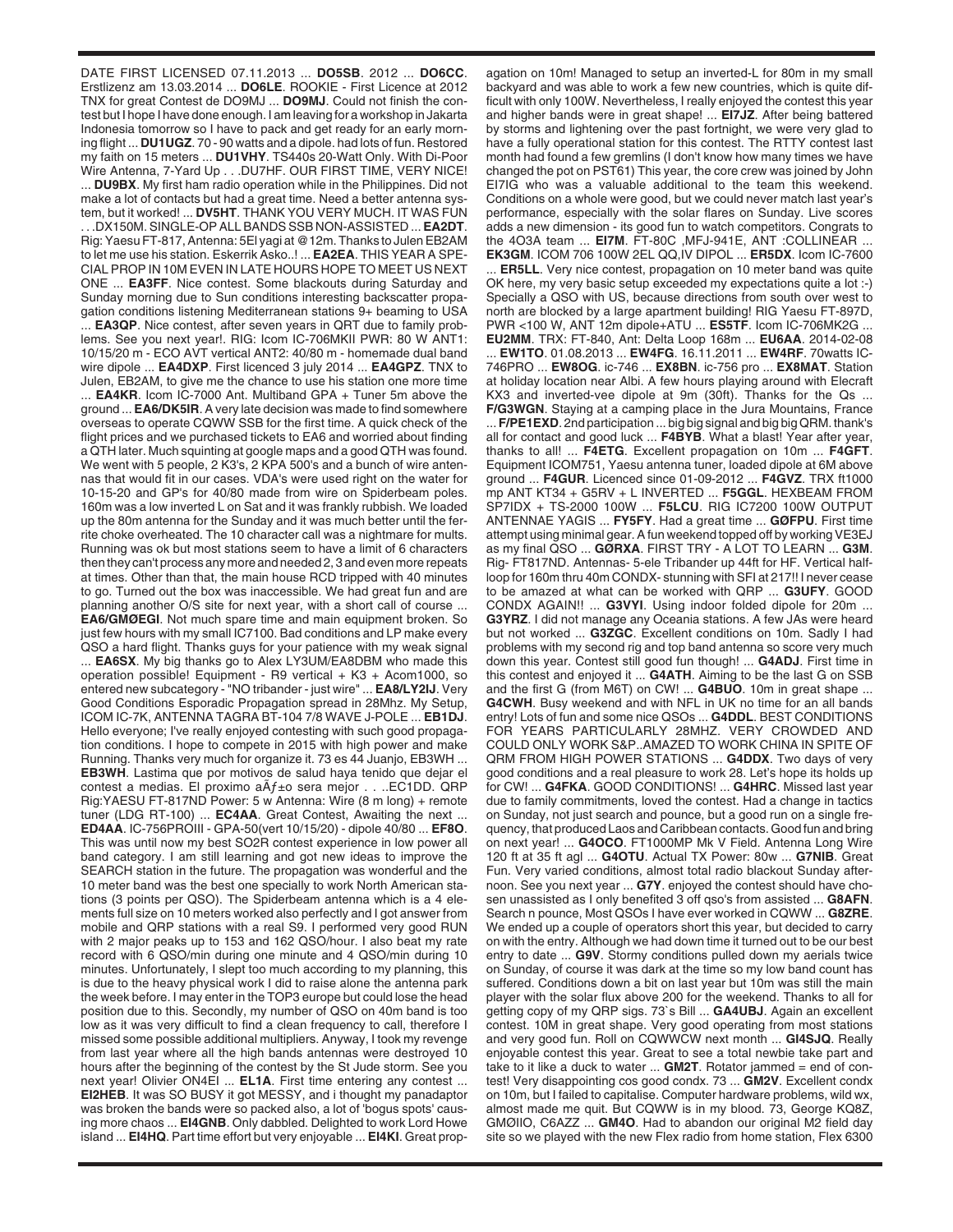DATE FIRST LICENSED 07.11.2013 ... **DO5SB**. 2012 ... **DO6CC**. Erstlizenz am 13.03.2014 ... **DO6LE**. ROOKIE - First Licence at 2012 TNX for great Contest de DO9MJ ... **DO9MJ**. Could not finish the contest but I hope I have done enough. I am leaving for a workshop in Jakarta Indonesia tomorrow so I have to pack and get ready for an early morning flight ... **DU1UGZ**. 70 - 90 watts and a dipole. had lots of fun. Restored my faith on 15 meters ... **DU1VHY**. TS440s 20-Watt Only. With Di-Poor Wire Antenna, 7-Yard Up . . .DU7HF. OUR FIRST TIME, VERY NICE! ... **DU9BX**. My first ham radio operation while in the Philippines. Did not make a lot of contacts but had a great time. Need a better antenna system, but it worked! ... **DV5HT**. THANK YOU VERY MUCH. IT WAS FUN . . .DX150M. SINGLE-OP ALL BANDS SSB NON-ASSISTED ... **EA2DT**. Rig: Yaesu FT-817, Antenna: 5El yagi at @12m. Thanks to Julen EB2AM to let me use his station. Eskerrik Asko..! ... **EA2EA**. THIS YEAR A SPECIAL PROP IN 10M EVEN IN LATE HOURS HOPE TO MEET US NEXT ONE ... **EA3FF**. Nice contest. Some blackouts during Saturday and Sunday morning due to Sun conditions interesting backscatter propagation conditions listening Mediterranean stations 9+ beaming to USA ... **EA3QP**. Nice contest, after seven years in QRT due to family problems. See you next year!. RIG: Icom IC-706MKII PWR: 80 W ANT1: 10/15/20 m - ECO AVT vertical ANT2: 40/80 m - homemade dual band wire dipole ... **EA4DXP**. First licenced 3 july 2014 ... **EA4GPZ**. TNX to Julen, EB2AM, to give me the chance to use his station one more time ... **EA4KR**. Icom IC-7000 Ant. Multiband GPA + Tuner 5m above the ground ... **EA6/DK5IR**. A very late decision was made to find somewhere overseas to operate CQWW SSB for the first time. A quick check of the flight prices and we purchased tickets to EA6 and worried about finding a QTH later. Much squinting at google maps and a good QTH was found. We went with 5 people, 2 K3's, 2 KPA 500's and a bunch of wire antennas that would fit in our cases. VDA's were used right on the water for 10-15-20 and GP's for 40/80 made from wire on Spiderbeam poles. 160m was a low inverted L on Sat and it was frankly rubbish. We loaded up the 80m antenna for the Sunday and it was much better until the ferrite choke overheated. The 10 character call was a nightmare for mults. Running was ok but most stations seem to have a limit of 6 characters then they can't process any more and needed 2, 3 and even more repeats at times. Other than that, the main house RCD tripped with 40 minutes to go. Turned out the box was inaccessible. We had great fun and are planning another O/S site for next year, with a short call of course ... **EA6/GMØEGI**. Not much spare time and main equipment broken. So just few hours with my small IC7100. Bad conditions and LP make every QSO a hard fight. Thanks guys for your patience with my weak signal ... **EA6SX**. My big thanks go to Alex LY3UM/EA8DBM who made this operation possible! Equipment - R9 vertical + K3 + Acom1000, so entered new subcategory - "NO tribander - just wire" ... **EA8/LY2IJ**. Very Good Conditions Esporadic Propagation spread in 28Mhz. My Setup, ICOM IC-7K, ANTENNA TAGRA BT-104 7/8 WAVE J-POLE ... **EB1DJ**. Hello everyone; I've really enjoyed contesting with such good propagation conditions. I hope to compete in 2015 with high power and make Running. Thanks very much for organize it. 73 es 44 Juanjo, EB3WH ... **EB3WH**. Lastima que por motivos de salud haya tenido que dejar el contest a medias. El proximo aÃƒ±o sera mejor . . ..EC1DD. QRP Rig:YAESU FT-817ND Power: 5 w Antenna: Wire (8 m long) + remote tuner (LDG RT-100) ... **EC4AA**. Great Contest, Awaiting the next ... **ED4AA**. IC-756PROIII - GPA-50(vert 10/15/20) - dipole 40/80 ... **EF8O**. This was until now my best SO2R contest experience in low power all band category. I am still learning and got new ideas to improve the SEARCH station in the future. The propagation was wonderful and the 10 meter band was the best one specially to work North American stations (3 points per QSO). The Spiderbeam antenna which is a 4 elements full size on 10 meters worked also perfectly and I got answer from mobile and QRP stations with a real S9. I performed very good RUN with 2 major peaks up to 153 and 162 QSO/hour. I also beat my rate record with 6 QSO/min during one minute and 4 QSO/min during 10 minutes. Unfortunately, I slept too much according to my planning, this is due to the heavy physical work I did to raise alone the antenna park the week before. I may enter in the TOP3 europe but could lose the head position due to this. Secondly, my number of QSO on 40m band is too low as it was very difficult to find a clean frequency to call, therefore I missed some possible additional multipliers. Anyway, I took my revenge from last year where all the high bands antennas were destroyed 10 hours after the beginning of the contest by the St Jude storm. See you next year! Olivier ON4EI ... **EL1A**. First time entering any contest ... **EI2HEB**. It was SO BUSY it got MESSY, and i thought my panadaptor was broken the bands were so packed also, a lot of 'bogus spots' causing more chaos ... **EI4GNB**. Only dabbled. Delighted to work Lord Howe island ... **EI4HQ**. Part time effort but very enjoyable ... **EI4KI**. Great propagation on 10m! Managed to setup an inverted-L for 80m in my small backyard and was able to work a few new countries, which is quite difficult with only 100W. Nevertheless, I really enjoyed the contest this year and higher bands were in great shape! ... **EI7JZ**. After being battered by storms and lightening over the past fortnight, we were very glad to have a fully operational station for this contest. The RTTY contest last month had found a few gremlins (I don't know how many times we have changed the pot on PST61) This year, the core crew was joined by John EI7IG who was a valuable additional to the team this weekend. Conditions on a whole were good, but we could never match last year's performance, especially with the solar flares on Sunday. Live scores adds a new dimension - its good fun to watch competitors. Congrats to the 4O3A team ... **EI7M**. FT-80C ,MFJ-941E, ANT :COLLINEAR ... **EK3GM**. ICOM 706 100W 2EL QQ,IV DIPOL ... **ER5DX**. Icom IC-7600 ... **ER5LL**. Very nice contest, propagation on 10 meter band was quite OK here, my very basic setup exceeded my expectations quite a lot :-) Specially a QSO with US, because directions from south over west to north are blocked by a large apartment building! RIG Yaesu FT-897D, PWR <100 W, ANT 12m dipole+ATU ... **ES5TF**. Icom IC-706MK2G ... **EU2MM**. TRX: FT-840, Ant: Delta Loop 168m ... **EU6AA**. 2014-02-08 ... **EW1TO**. 01.08.2013 ... **EW4FG**. 16.11.2011 ... **EW4RF**. 70watts IC-746PRO ... **EW8OG**. ic-746 ... **EX8BN**. ic-756 pro ... **EX8MAT**. Station at holiday location near Albi. A few hours playing around with Elecraft KX3 and inverted-vee dipole at 9m (30ft). Thanks for the Qs ... **F/G3WGN**. Staying at a camping place in the Jura Mountains, France ... **F/PE1EXD**. 2nd participation ... big big signal and big big QRM. thank's all for contact and good luck ... **F4BYB**. What a blast! Year after year, thanks to all! ... **F4ETG**. Excellent propagation on 10m ... **F4GFT**. Equipment ICOM751, Yaesu antenna tuner, loaded dipole at 6M above ground ... **F4GUR**. Licenced since 01-09-2012 ... **F4GVZ**. TRX ft1000 mp ANT KT34 + G5RV + L INVERTED ... **F5GGL**. HEXBEAM FROM SP7IDX + TS-2000 100W ... **F5LCU**. RIG IC7200 100W OUTPUT ANTENNAE YAGIS ... **FY5FY**. Had a great time ... **GØFPU**. First time attempt using minimal gear. A fun weekend topped off by working VE3EJ as my final QSO ... **GØRXA**. FIRST TRY - A LOT TO LEARN ... **G3M**. Rig- FT817ND. Antennas- 5-ele Tribander up 44ft for HF. Vertical half-loop for 160m thru 40m CONDX- stunning with SFI at 217!! I never cease to be amazed at what can be worked with QRP ... **G3UFY**. GOOD CONDX AGAIN!! ... **G3VYI**. Using indoor folded dipole for 20m ... **G3YRZ**. I did not manage any Oceania stations. A few JAs were heard but not worked ... **G3ZGC**. Excellent conditions on 10m. Sadly I had problems with my second rig and top band antenna so score very much down this year. Contest still good fun though! ... **G4ADJ**. First time in this contest and enjoyed it ... **G4ATH**. Aiming to be the last G on SSB and the first G (from M6T) on CW! ... **G4BUO**. 10m in great shape ... **G4CWH**. Busy weekend and with NFL in UK no time for an all bands entry! Lots of fun and some nice QSOs ... **G4DDL**. BEST CONDITIONS FOR YEARS PARTICULARLY 28MHZ. VERY CROWDED AND COULD ONLY WORK S&P..AMAZED TO WORK CHINA IN SPITE OF QRM FROM HIGH POWER STATIONS ... **G4DDX**. Two days of very good conditions and a real pleasure to work 28. Let's hope its holds up for CW! ... **G4FKA**. GOOD CONDITIONS! ... **G4HRC**. Missed last year due to family commitments, loved the contest. Had a change in tactics on Sunday, not just search and pounce, but a good run on a single frequency, that produced Laos and Caribbean contacts. Good fun and bring on next year! ... **G4OCO**. FT1000MP Mk V Field. Antenna Long Wire 120 ft at 35 ft agl ... **G4OTU**. Actual TX Power: 80w ... **G7NIB**. Great Fun. Very varied conditions, almost total radio blackout Sunday afternoon. See you next year ... **G7Y**. enjoyed the contest should have chosen unassisted as I only benefited 3 off qso's from assisted ... **G8AFN**. Search n pounce, Most QSOs I have ever worked in CQWW ... **G8ZRE**. We ended up a couple of operators short this year, but decided to carry on with the entry. Although we had down time it turned out to be our best entry to date ... **G9V**. Stormy conditions pulled down my aerials twice on Sunday, of course it was dark at the time so my low band count has suffered. Conditions down a bit on last year but 10m was still the main player with the solar flux above 200 for the weekend. Thanks to all for getting copy of my QRP sigs. 73`s Bill ... **GA4UBJ**. Again an excellent contest. 10M in great shape. Very good operating from most stations and very good fun. Roll on CQWWCW next month ... **GI4SJQ**. Really enjoyable contest this year. Great to see a total newbie take part and take to it like a duck to water ... **GM2T**. Rotator jammed = end of contest! Very disappointing cos good condx. 73 ... **GM2V**. Excellent condx on 10m, but I failed to capitalise. Computer hardware problems, wild wx, almost made me quit. But CQWW is in my blood. 73, George KQ8Z, GMØIIO, C6AZZ ... **GM4O**. Had to abandon our original M2 field day site so we played with the new Flex radio from home station, Flex 6300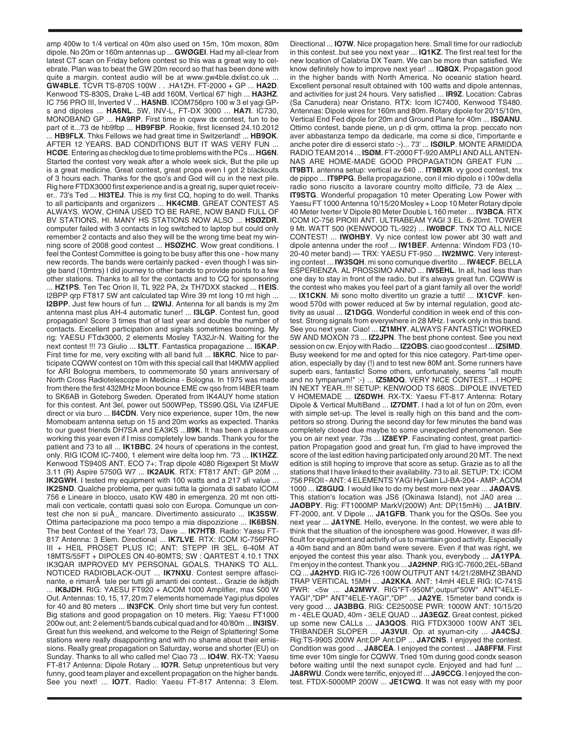amp 400w to 1/4 vertical on 40m also used on 15m, 10m moxon, 80m dipole. No 20m or 160m antennas up ... **GWØGEI**. Had my all-clear from latest CT scan on Friday before contest so this was a great way to celebrate. Plan was to beat the GW 20m record so that has been done with quite a margin. contest audio will be at www.gw4ble.dxlist.co.uk ... **GW4BLE**. TCVR TS-870S 100W . . .HA1ZH. FT-2000 + GP ... **HA2D**. Kenwood TS-830S, Drake L-4B add 160M, Vertical 67' high ... **HA3HZ**. IC 756 PRO III, Inverted V ... **HA5NB**. ICOM756pro 100 w 3 el yagi GP-s and dipoles ... **HA6NL**. 5W, INV-L, FT-DX 3000 ... **HA7I**. IC730, MONOBAND GP ... **HA9RP**. First time in cqww dx contest, fun to be part of it...73 de hb9fbp ... **HB9FBP**. Rookie, first licensed 24.10.2012 ... **HB9FLX**. Thks Fellows we had great time in Switzerland! ... **HB9OK**. AFTER 12 YEARS. BAD CONDITIONS BUT IT WAS VERY FUN ... **HCØE**. Entering as checklog due to time problems with the PCs ... **HG6N**. Started the contest very weak after a whole week sick, But the pile up is a great medicine. Great contest, great propa even I got 2 blackouts of 3 hours each. Thanks for the qso's and God will cu in the next pile. Rig here FTDX3000 first experience and is a great rig, super quiet receiver.. 73's Ted ... **HI3TEJ**. This is my first CQ, hoping to do well. Thanks to all participants and organizers ... **HK4CMB**. GREAT CONTEST AS ALWAYS. WOW, CHINA USED TO BE RARE, NOW BAND FULL OF BV STATIONS, HI. MANY HS STATIONS NOW ALSO ... **HSØZDR**. computer failed with 3 contacts in log switched to laptop but could only remember 2 contacts and also they will be the wrong time beat my winning score of 2008 good contest ... **HSØZHC**. Wow great conditions. I feel the Contest Committee is going to be busy after this one - how many new records. The bands were certainly packed - even though I was single band (10mtrs) I did journey to other bands to provide points to a few other stations. Thanks to all for the contacts and to CQ for sponsoring ... **HZ1PS**. Ten Tec Orion II, TL 922 PA, 2x TH7DXX stacked ... **I1EIS**. I2BPP qrp FT817 5W ant calculated tap Wire 39 mt long 10 mt high ... **I2BPP**. Just few hours of fun ... **I2WIJ**. Antenna for all bands is my 2m antenna mast plus AH-4 automatic tuner! ... **I3LGP**. Contest fun, good propagation! Score 3 times that of last year and double the number of contacts. Excellent participation and signals sometimes booming. My rig: YAESU FTdx3000, 2 elements Mosley TA32Jr-N. Waiting for the next contest !!! 73 Giulio ... **I3LTT**. Fantastica propagazione ... **I5KAP**. First time for me, very exciting with all band full ... **I8KRC**. Nice to participate CQWW contest on 10m with this special call that I4KMW applied for ARI Bologna members, to commemorate 50 years anniversary of North Cross Radiotelescope in Medicina - Bologna. In 1975 was made from there the first 432MHz Moon bounce EME cw qso from I4BER team to SK6AB in Goteborg Sweden. Operated from IK4AUY home station for this contest. Ant 3el, power out 500WPep, TS590.QSL Via IZ4FUE direct or via buro ... **II4CDN**. Very nice experience, super 10m, the new Momobeam antenna setup on 15 and 20m works as expected. Thanks to our guest friends DH7SA and EA3KS ...**II9K**. It has been a pleasure working this year even if I miss completely low bands. Thank you for the patient and 73 to all ... **IK1BBC**. 24 hours of operations in the contest, only. RIG ICOM IC-7400, 1 element wire delta loop hm. '73 ... **IK1HZZ**. Kenwood TS940S ANT. ECO 7+; Trap dipole 4080 Rigexpert St MixW 3.11 (R) Aspire 5750G W7 ... **IK2AUK**. RTX: FT817 ANT: GP 20M ... **IK2GWH**. I tested my equipment with 100 watts and a 217 sfi value ... **IK2SND**. Qualche problema, per quasi tutta la giornata di sabato ICOM 756 e Lineare in blocco, usato KW 480 in emergenza. 20 mt non ottimali con verticale, contatti quasi solo con Europa. Comunque un contest che non si puÃ_ mancare. Divertimento assicurato ... **IK3SSW**. Ottima partecipazione ma poco tempo a mia dispozizione ... **IK6BSN**. The best Contest of the Year! 73, Dave ... **IK7HTB**. Radio: Yaesu FT-817 Antenna: 3 Elem. Directional ... **IK7LVE**. RTX: ICOM IC-756PRO III + HEIL PROSET PLUS IC; ANT: STEPP IR 3EL. 6-40M AT 18MTS/55FT + DIPOLES ON 40-80MTS; SW : QARTEST 4.10.1 TNX IK3QAR IMPROVED MY PERSONAL GOALS. THANKS TO ALL. NOTICED RADIOBLACK-OUT ... **IK7NXU**. Contest sempre affascinante, e rimarrÃ  tale per tutti gli amanti dei contest... Grazie de ik8jdh ... **IK8JDH**. RIG: YAESU FT920 + ACOM 1000 Amplifier, max 500 W Out. Antennas: 10, 15, 17, 20 m 7 elements homemade Yagi plus dipoles for 40 and 80 meters ... **IN3FCK**. Only short time but very fun contest. Big stations and good propagation on 10 meters. Rig: Yaesu FT1000 200w out, ant: 2 element/5 bands cubical quad and for 40/80m ... **IN3ISV**. Great fun this weekend, and welcome to the Reign of Splattering! Some stations were really disappointing and with no shame about their emissions. Really great propagation on Saturday, worse and shorter (EU) on Sunday. Thanks to all who called me! Ciao 73 ... **IO4W**. RX-TX: Yaesu FT-817 Antenna: Dipole Rotary ... **IO7R**. Setup unpretentious but very funny, good team player and excellent propagation on the higher bands. See you next! ... **IO7T**. Radio: Yaesu FT-817 Antenna: 3 Elem. Directional ... **IO7W**. Nice propagation here. Small time for our radioclub in this contest..but see you next year ... **IQ1KZ**. The first real test for the new location of Calabria DX Team. We can be more than satisfied. We know definitely how to improve next year! ... **IQ8QX**. Propagation good in the higher bands with North America. No oceanic station heard. Excellent personal result obtained with 100 watts and dipole antennas, and activities for just 24 hours. Very satisfied ... **IR9Z**. Location: Cabras (Sa Canudera) near Oristano. RTX: Icom IC7400, Kenwood TS480. Antennas: Dipole wires for 160m and 80m. Rotary dipole for 20/15/10m, Vertical End Fed dipole for 20m and Ground Plane for 40m ... **ISØANU**. Ottimo contest, bande piene, un p di qrm, ottima la prop. peccato non aver abbastanza tempo da dedicarle, ma come si dice, l'importante e anche poter dire di esserci stato :-)... 73' ... **ISØILP**. MONTE ARMIDDA RADIO TEAM 2014 ... **ISØM**. FT-2000 FT-920 AMPLI AND ALL ANTENNAS ARE HOME-MADE GOOD PROPAGATION GREAT FUN ... **IT9BTI**. antenna setup: vertical av 640 ... **IT9BXR**. vy good contest, tnx de pippo ... **IT9PPG**. Bella propagazione, con il mio dipolo e i 100w della radio sono riuscito a lavorare country molto difficile, 73 de Alex ... **IT9STG**. 10 meter Operating Low Power with Yaesu FT 1000 Antenna 10/15/20 Mosley + Loop 10 Meter Rotary dipole 40 Meter Iverter V Dipole 80 Meter Double L 160 meter ... **IV3BCA**. RTX ICOM IC-756 PROIII ANT. ULTRABEAM YAGI 3 EL. 6-20mt. TOWER 9 Mt. WATT 500 (KENWOOD TL-922) ... **IWØBCF**. TNX TO ALL NICE CONTEST! ... **IWØHBY**. Vy nice contest low power abt 30 watt and dipole antenna under the roof ... **IW1BEF**. Antenna: Windom FD3 (10-20-40 meter band) --- TRX: YAESU FT-950 ... **IW2MWC**. Very interesting contest ... **IW3SQH**. mi sono comunque divertito ... **IW4ECF**. BELLA ESPERIENZA. AL PROSSIMO ANNO ... **IW5EHL**. In all, had less than one day to stay in front of the radio, but it's always great fun. CQWW is the contest who makes you feel part of a giant family all over the world! ... **IX1CKN**. Mi sono molto divertito un grazie a tutti! ... **IX1CVF**. kenwood 570d with power reduced at 5w by internal regulation, good atctivity as usual ... **IZ1DGG**. Wonderful condition in week end of this contest. Strong signals from everywhere in 28 MHz. I work only in this band. See you next year. Ciao! ... **IZ1MHY**. ALWAYS FANTASTIC! WORKED 5W AND MOXON 73 ... **IZ2JPN**. The best phone contest. See you next session on cw. Enjoy with Radio ... **IZ2OBS**. ciao good contest ... **IZ5IMD**. Busy weekend for me and opted for this nice category. Part-time operation, especially by day (!) and to test new 80M ant. Some runners have superb ears, fantastic! Some others, unfortunately, seems "all mouth and no tympanum!" :-) ... **IZ5MOQ**. VERY NICE CONTEST....I HOPE IN NEXT YEAR..!!! SETUP: KENWOOD TS 680S...DIPOLE INVETED V HOMEMADE ... **IZ6DWH**. RX-TX: Yaesu FT-817 Antenna: Rotary Dipole & Vertical MultiBand ... **IZ7DMT**. I had a lot of fun on 20m, even with simple set-up. The level is really high on this band and the competitors so strong. During the second day for few minutes the band was completely closed due maybe to some unexpected phenomenon. See you on air next year. 73s ... **IZ8EYP**. Fascinating contest, great participation Propagation good and great fun, I'm glad to have improved the score of the last edition having participated only around 20 MT. The next edition is still hoping to improve that score as setup. Grazie as to all the stations that I have linked to their availability. 73 to all. SETUP: TX: ICOM 756 PROII - ANT: 4 ELEMENTS YAGI HyGain LJ-BA-204 - AMP: ACOM 1000 ... **IZ8GUQ**. I would like to do my best more next year ... **JAØAVS**. This station's location was JS6 (Okinawa Island), not JA0 area ... **JAØBPY**. Rig: FT1000MP MarkV(200W) Ant: DP(15mHi) ... **JA1BIV**. FT-2000, ant. V Dipole ... **JA1GFB**. Thank you for the QSOs. See you next year ... **JA1YNE**. Hello, everyone. In the contest, we were able to think that the situation of the ionosphere was good. However, it was difficult for equipment and activity of us to maintain good activity. Especially a 40m band and an 80m band were severe. Even if that was right, we enjoyed the contest this year also. Thank you, everybody ... **JA1YPA**. I'm enjoy in the contest. Thank you ... **JA2HNP**. RIG:IC-7600,2EL-5Band CQ ... **JA2HYD**. RIG IC-726 100W OUTPUT ANT 14/21/28MHZ 3BAND TRAP VERTICAL 15MH ... **JA2KKA**. ANT: 14mH 4ELE RIG: IC-741S PWR: <5w ... **JA2MWV**. RIG"FT-950M",output"50W" ANT"4ELE-YAGI","DP" ANT"4ELE-YAGI","DP" ... **JA2YE**. 15meter band condx is very good ... **JA3BBG**. RIG: CE2500SE PWR: 1000W ANT: 10/15/20 m - 4ELE QUAD, 40m - 3ELE QUAD ... **JA3EGZ**. Great contest, picked up some new CALLs ... **JA3QOS**. RIG FTDX3000 100W ANT 3EL TRIBANDER SLOPER ... **JA3VUI**. Op. at syuman-city ... **JA4CSJ**. Rig:TS-990S 200W Ant:DP Ant:DP ... **JA7CNS**. I enjoyed the contest. Condition was good ... **JA8CEA**. I enjoyed the contest ... **JA8FFM**. First time ever 10m single for CQWW. Tried 10m during good condx season before waiting until the next sunspot cycle. Enjoyed and had fun! ... **JA8RWU**. Condx were terrific, enjoyed it! ... **JA9CCG**. I enjoyed the contest. FTDX-5000MP 200W ... **JE1CWQ**. It was not easy with my poor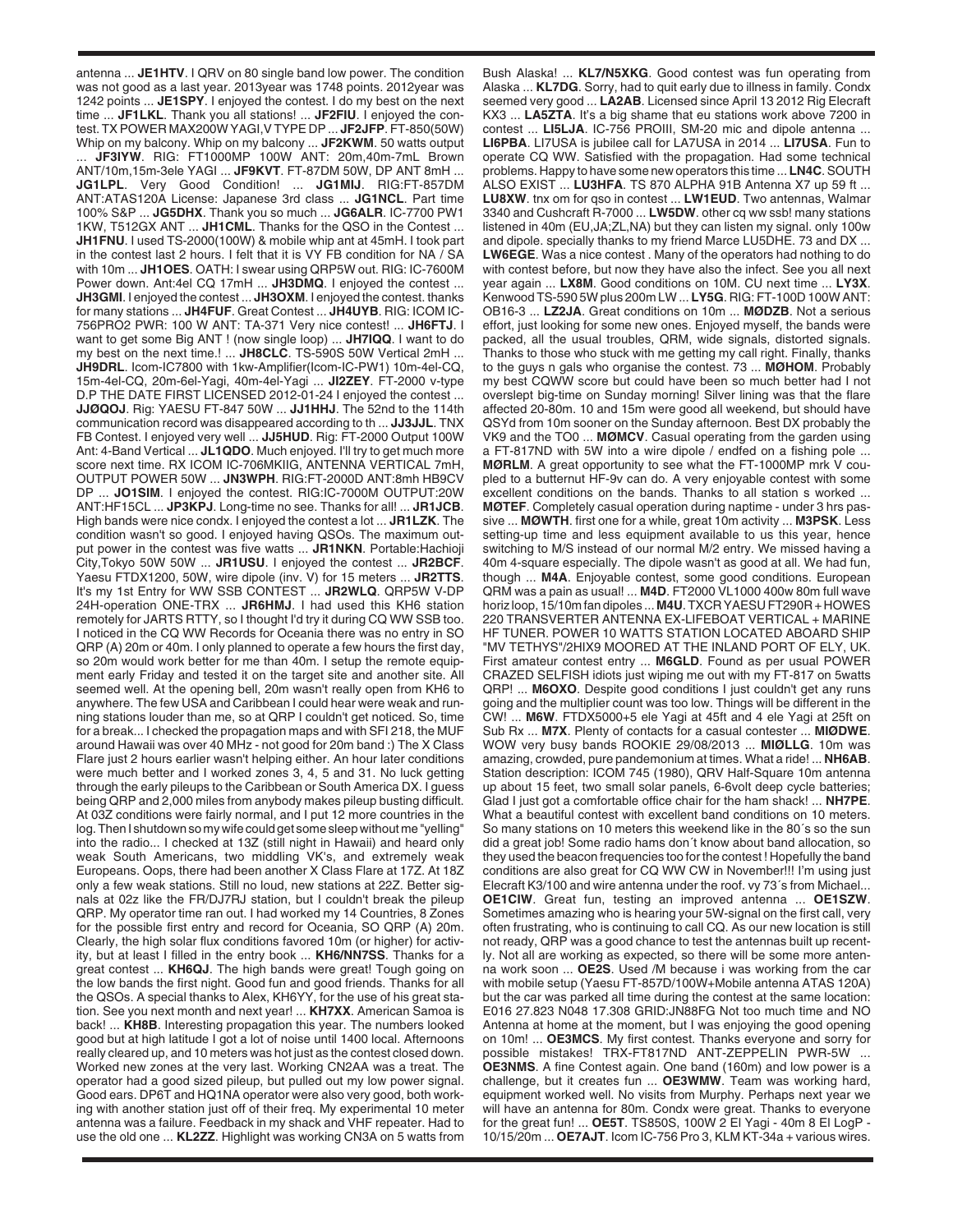antenna ... **JE1HTV**. I QRV on 80 single band low power. The condition was not good as a last year. 2013year was 1748 points. 2012year was 1242 points ... **JE1SPY**. I enjoyed the contest. I do my best on the next time ... **JF1LKL**. Thank you all stations! ... **JF2FIU**. I enjoyed the contest. TX POWER MAX200W YAGI,V TYPE DP ... **JF2JFP**. FT-850(50W) Whip on my balcony. Whip on my balcony ... **JF2KWM**. 50 watts output ... **JF3IYW**. RIG: FT1000MP 100W ANT: 20m,40m-7mL Brown ANT/10m,15m-3ele YAGI ... **JF9KVT**. FT-87DM 50W, DP ANT 8mH ... **JG1LPL**. Very Good Condition! ... **JG1MIJ**. RIG:FT-857DM ANT:ATAS120A License: Japanese 3rd class ... **JG1NCL**. Part time 100% S&P ... **JG5DHX**. Thank you so much ... **JG6ALR**. IC-7700 PW1 1KW, T512GX ANT ... **JH1CML**. Thanks for the QSO in the Contest ... **JH1FNU**. I used TS-2000(100W) & mobile whip ant at 45mH. I took part in the contest last 2 hours. I felt that it is VY FB condition for NA / SA with 10m ... **JH1OES**. OATH: I swear using QRP5W out. RIG: IC-7600M Power down. Ant:4el CQ 17mH ... **JH3DMQ**. I enjoyed the contest ... **JH3GMI**. I enjoyed the contest ... **JH3OXM**. I enjoyed the contest. thanks for many stations ... **JH4FUF**. Great Contest ... **JH4UYB**. RIG: ICOM IC-756PRO2 PWR: 100 W ANT: TA-371 Very nice contest! ... **JH6FTJ**. I want to get some Big ANT ! (now single loop) ... **JH7IQQ**. I want to do my best on the next time.! ... **JH8CLC**. TS-590S 50W Vertical 2mH ... **JH9DRL**. Icom-IC7800 with 1kw-Amplifier(Icom-IC-PW1) 10m-4el-CQ, 15m-4el-CQ, 20m-6el-Yagi, 40m-4el-Yagi ... **JI2ZEY**. FT-2000 v-type D.P THE DATE FIRST LICENSED 2012-01-24 I enjoyed the contest ... **JJØQOJ**. Rig: YAESU FT-847 50W ... **JJ1HHJ**. The 52nd to the 114th communication record was disappeared according to th ... **JJ3JJL**. TNX FB Contest. I enjoyed very well ... **JJ5HUD**. Rig: FT-2000 Output 100W Ant: 4-Band Vertical ... **JL1QDO**. Much enjoyed. I'll try to get much more score next time. RX ICOM IC-706MKIIG, ANTENNA VERTICAL 7mH, OUTPUT POWER 50W ... **JN3WPH**. RIG:FT-2000D ANT:8mh HB9CV DP ... **JO1SIM**. I enjoyed the contest. RIG:IC-7000M OUTPUT:20W ANT:HF15CL ... **JP3KPJ**. Long-time no see. Thanks for all! ... **JR1JCB**. High bands were nice condx. I enjoyed the contest a lot ... **JR1LZK**. The condition wasn't so good. I enjoyed having QSOs. The maximum output power in the contest was five watts ... **JR1NKN**. Portable:Hachioji City,Tokyo 50W 50W ... **JR1USU**. I enjoyed the contest ... **JR2BCF**. Yaesu FTDX1200, 50W, wire dipole (inv. V) for 15 meters ... **JR2TTS**. It's my 1st Entry for WW SSB CONTEST ... **JR2WLQ**. QRP5W V-DP 24H-operation ONE-TRX ... **JR6HMJ**. I had used this KH6 station remotely for JARTS RTTY, so I thought I'd try it during CQ WW SSB too. I noticed in the CQ WW Records for Oceania there was no entry in SO QRP (A) 20m or 40m. I only planned to operate a few hours the first day, so 20m would work better for me than 40m. I setup the remote equipment early Friday and tested it on the target site and another site. All seemed well. At the opening bell, 20m wasn't really open from KH6 to anywhere. The few USA and Caribbean I could hear were weak and running stations louder than me, so at QRP I couldn't get noticed. So, time for a break... I checked the propagation maps and with SFI 218, the MUF around Hawaii was over 40 MHz - not good for 20m band :) The X Class Flare just 2 hours earlier wasn't helping either. An hour later conditions were much better and I worked zones 3, 4, 5 and 31. No luck getting through the early pileups to the Caribbean or South America DX. I guess being QRP and 2,000 miles from anybody makes pileup busting difficult. At 03Z conditions were fairly normal, and I put 12 more countries in the log. Then I shutdown so my wife could get some sleep without me "yelling" into the radio... I checked at 13Z (still night in Hawaii) and heard only weak South Americans, two middling VK's, and extremely weak Europeans. Oops, there had been another X Class Flare at 17Z. At 18Z only a few weak stations. Still no loud, new stations at 22Z. Better signals at 02z like the FR/DJ7RJ station, but I couldn't break the pileup QRP. My operator time ran out. I had worked my 14 Countries, 8 Zones for the possible first entry and record for Oceania, SO QRP (A) 20m. Clearly, the high solar flux conditions favored 10m (or higher) for activity, but at least I filled in the entry book ... **KH6/NN7SS**. Thanks for a great contest ... **KH6QJ**. The high bands were great! Tough going on the low bands the first night. Good fun and good friends. Thanks for all the QSOs. A special thanks to Alex, KH6YY, for the use of his great station. See you next month and next year! ... **KH7XX**. American Samoa is back! ... **KH8B**. Interesting propagation this year. The numbers looked good but at high latitude I got a lot of noise until 1400 local. Afternoons really cleared up, and 10 meters was hot just as the contest closed down. Worked new zones at the very last. Working CN2AA was a treat. The operator had a good sized pileup, but pulled out my low power signal. Good ears. DP6T and HQ1NA operator were also very good, both working with another station just off of their freq. My experimental 10 meter antenna was a failure. Feedback in my shack and VHF repeater. Had to use the old one ... **KL2ZZ**. Highlight was working CN3A on 5 watts from Bush Alaska! ... **KL7/N5XKG**. Good contest was fun operating from Alaska ... **KL7DG**. Sorry, had to quit early due to illness in family. Condx seemed very good ... **LA2AB**. Licensed since April 13 2012 Rig Elecraft KX3 ... **LA5ZTA**. It's a big shame that eu stations work above 7200 in contest ... **LI5LJA**. IC-756 PROIII, SM-20 mic and dipole antenna ... **LI6PBA**. LI7USA is jubilee call for LA7USA in 2014 ... **LI7USA**. Fun to operate CQ WW. Satisfied with the propagation. Had some technical problems. Happy to have some new operators this time ... **LN4C**. SOUTH ALSO EXIST ... **LU3HFA**. TS 870 ALPHA 91B Antenna X7 up 59 ft ... **LU8XW**. tnx om for qso in contest ... **LW1EUD**. Two antennas, Walmar 3340 and Cushcraft R-7000 ... **LW5DW**. other cq ww ssb! many stations listened in 40m (EU,JA;ZL,NA) but they can listen my signal. only 100w and dipole. specially thanks to my friend Marce LU5DHE. 73 and DX ... **LW6EGE**. Was a nice contest . Many of the operators had nothing to do with contest before, but now they have also the infect. See you all next year again ... **LX8M**. Good conditions on 10M. CU next time ... **LY3X**. Kenwood TS-590 5W plus 200m LW ... **LY5G**. RIG: FT-100D 100W ANT: OB16-3 ... **LZ2JA**. Great conditions on 10m ... **MØDZB**. Not a serious effort, just looking for some new ones. Enjoyed myself, the bands were packed, all the usual troubles, QRM, wide signals, distorted signals. Thanks to those who stuck with me getting my call right. Finally, thanks to the guys n gals who organise the contest. 73 ... **MØHOM**. Probably my best CQWW score but could have been so much better had I not overslept big-time on Sunday morning! Silver lining was that the flare affected 20-80m. 10 and 15m were good all weekend, but should have QSYd from 10m sooner on the Sunday afternoon. Best DX probably the VK9 and the TO0 ... **MØMCV**. Casual operating from the garden using a FT-817ND with 5W into a wire dipole / endfed on a fishing pole ... **MØRLM**. A great opportunity to see what the FT-1000MP mrk V coupled to a butternut HF-9v can do. A very enjoyable contest with some excellent conditions on the bands. Thanks to all station s worked ... **MØTEF**. Completely casual operation during naptime - under 3 hrs passive ... **MØWTH**. first one for a while, great 10m activity ... **M3PSK**. Less setting-up time and less equipment available to us this year, hence switching to M/S instead of our normal M/2 entry. We missed having a 40m 4-square especially. The dipole wasn't as good at all. We had fun, though ... **M4A**. Enjoyable contest, some good conditions. European QRM was a pain as usual! ... **M4D**. FT2000 VL1000 400w 80m full wave horiz loop, 15/10m fan dipoles ... **M4U**. TXCR YAESU FT290R + HOWES 220 TRANSVERTER ANTENNA EX-LIFEBOAT VERTICAL + MARINE HF TUNER. POWER 10 WATTS STATION LOCATED ABOARD SHIP "MV TETHYS"/2HIX9 MOORED AT THE INLAND PORT OF ELY, UK. First amateur contest entry ... **M6GLD**. Found as per usual POWER CRAZED SELFISH idiots just wiping me out with my FT-817 on 5watts QRP! ... **M6OXO**. Despite good conditions I just couldn't get any runs going and the multiplier count was too low. Things will be different in the CW! ... **M6W**. FTDX5000+5 ele Yagi at 45ft and 4 ele Yagi at 25ft on Sub Rx ... **M7X**. Plenty of contacts for a casual contester ... **MIØDWE**. WOW very busy bands ROOKIE 29/08/2013 ... **MIØLLG**. 10m was amazing, crowded, pure pandemonium at times. What a ride! ... **NH6AB**. Station description: ICOM 745 (1980), QRV Half-Square 10m antenna up about 15 feet, two small solar panels, 6-6volt deep cycle batteries; Glad I just got a comfortable office chair for the ham shack! ... **NH7PE**. What a beautiful contest with excellent band conditions on 10 meters. So many stations on 10 meters this weekend like in the 80´s so the sun did a great job! Some radio hams don´t know about band allocation, so they used the beacon frequencies too for the contest ! Hopefully the band conditions are also great for CQ WW CW in November!!! I'm using just Elecraft K3/100 and wire antenna under the roof. vy 73´s from Michael... **OE1CIW**. Great fun, testing an improved antenna ... **OE1SZW**. Sometimes amazing who is hearing your 5W-signal on the first call, very often frustrating, who is continuing to call CQ. As our new location is still not ready, QRP was a good chance to test the antennas built up recently. Not all are working as expected, so there will be some more antenna work soon ... **OE2S**. Used /M because i was working from the car with mobile setup (Yaesu FT-857D/100W+Mobile antenna ATAS 120A) but the car was parked all time during the contest at the same location: E016 27.823 N048 17.308 GRID:JN88FG Not too much time and NO Antenna at home at the moment, but I was enjoying the good opening on 10m! ... **OE3MCS**. My first contest. Thanks everyone and sorry for possible mistakes! TRX-FT817ND ANT-ZEPPELIN PWR-5W ... **OE3NMS**. A fine Contest again. One band (160m) and low power is a challenge, but it creates fun ... **OE3WMW**. Team was working hard, equipment worked well. No visits from Murphy. Perhaps next year we will have an antenna for 80m. Condx were great. Thanks to everyone for the great fun! ... **OE5T**. TS850S, 100W 2 El Yagi - 40m 8 El LogP - 10/15/20m ... **OE7AJT**. Icom IC-756 Pro 3, KLM KT-34a + various wires.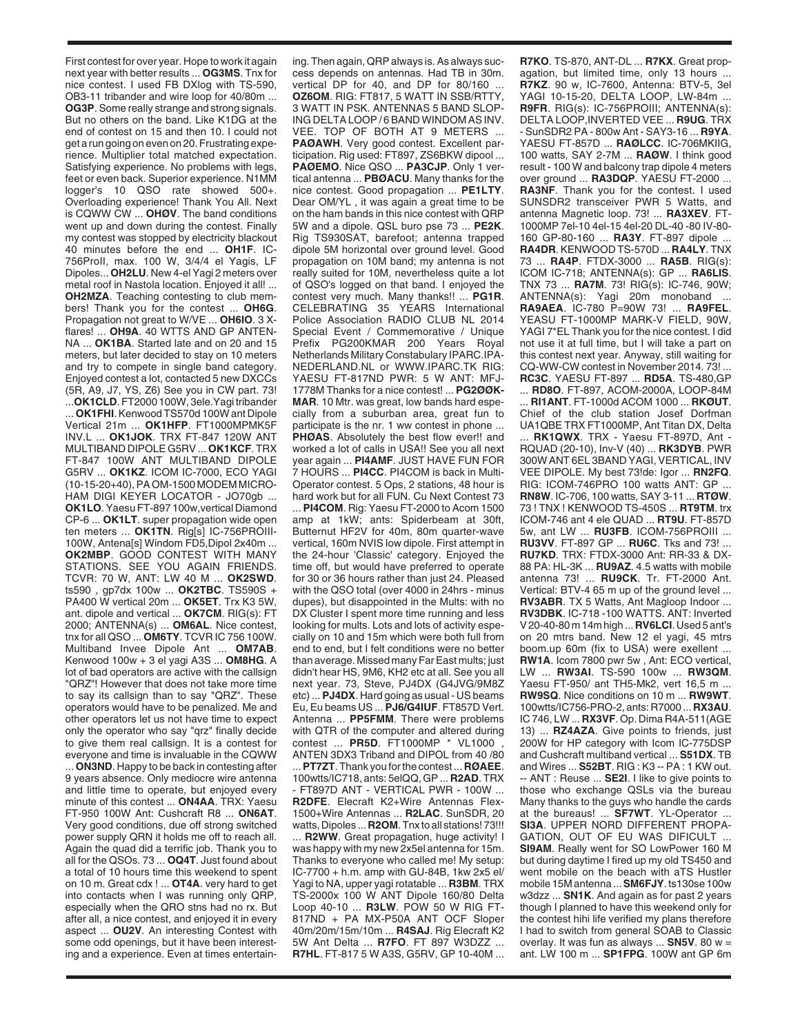First contest for over year. Hope to work it again next year with better results ... **OG3MS**. Tnx for nice contest. I used FB DXlog with TS-590, OB3-11 tribander and wire loop for 40/80m ... **OG3P**. Some really strange and strong signals. But no others on the band. Like K1DG at the end of contest on 15 and then 10. I could not get a run going on even on 20. Frustrating experience. Multiplier total matched expectation. Satisfying experience. No problems with legs, feet or even back. Superior experience. N1MM logger's 10 QSO rate showed 500+. Overloading experience! Thank You All. Next is CQWW CW ... **OHØV**. The band conditions went up and down during the contest. Finally my contest was stopped by electricity blackout 40 minutes before the end ... **OH1F**. IC-756ProII, max. 100 W, 3/4/4 el Yagis, LF Dipoles... **OH2LU**. New 4-el Yagi 2 meters over metal roof in Nastola location. Enjoyed it all! ... **OH2MZA**. Teaching contesting to club members! Thank you for the contest ... **OH6G**. Propagation not great to W/VE ... **OH6IO**. 3 X-flares! ... **OH9A**. 40 WTTS AND GP ANTENNA ... **OK1BA**. Started late and on 20 and 15 meters, but later decided to stay on 10 meters and try to compete in single band category. Enjoyed contest a lot, contacted 5 new DXCCs (5R, A9, J7, YS, Z6) See you in CW part. 73! ...**OK1CLD**. FT2000 100W, 3ele.Yagi tribander ... **OK1FHI**. Kenwood TS570d 100W ant Dipole Vertical 21m ... **OK1HFP**. FT1000MPMK5F INV.L ... **OK1JOK**. TRX FT-847 120W ANT MULTIBAND DIPOLE G5RV ... **OK1KCF**. TRX FT-847 100W ANT MULTIBAND DIPOLE G5RV ... **OK1KZ**. ICOM IC-7000, ECO YAGI (10-15-20+40), PA OM-1500 MODEM MICROHAM DIGI KEYER LOCATOR - JO70gb ... **OK1LO**. Yaesu FT-897 100w,vertical Diamond CP-6 ... **OK1LT**. super propagation wide open ten meters ... **OK1TN**. Rig[s] IC-756PROIII-100W, Antena[s] Windom FD5,Dipol 2x40m ... **OK2MBP**. GOOD CONTEST WITH MANY STATIONS. SEE YOU AGAIN FRIENDS. TCVR: 70 W, ANT: LW 40 M ... **OK2SWD**. ts590 , gp7dx 100w ... **OK2TBC**. TS590S + PA400 W vertical 20m ... **OK5ET**. Trx K3 5W, ant. dipole and vertical ... **OK7CM**. RIG(s): FT 2000; ANTENNA(s) ... **OM6AL**. Nice contest, tnx for all QSO ... **OM6TY**. TCVR IC 756 100W. Multiband Invee Dipole Ant ... **OM7AB**. Kenwood 100w + 3 el yagi A3S ... **OM8HG**. A lot of bad operators are active with the callsign "QRZ"! However that does not take more time to say its callsign than to say "QRZ". These operators would have to be penalized. Me and other operators let us not have time to expect only the operator who say "qrz" finally decide to give them real callsign. It is a contest for everyone and time is invaluable in the CQWW ... **ON3ND**. Happy to be back in contesting after 9 years absence. Only mediocre wire antenna and little time to operate, but enjoyed every minute of this contest ... **ON4AA**. TRX: Yaesu FT-950 100W Ant: Cushcraft R8 ... **ON6AT**. Very good conditions, due off strong switched power supply QRN it holds me off to reach all. Again the quad did a terrific job. Thank you to all for the QSOs. 73 ... **OQ4T**. Just found about a total of 10 hours time this weekend to spent on 10 m. Great cdx ! ... **OT4A**. very hard to get into contacts when I was running only QRP, especially when the QRO stns had no rx. But after all, a nice contest, and enjoyed it in every aspect ... **OU2V**. An interesting Contest with some odd openings, but it have been interesting and a experience. Even at times entertaining. Then again, QRP always is. As always success depends on antennas. Had TB in 30m. vertical DP for 40, and DP for 80/160 ... **OZ6OM**. RIG: FT817, 5 WATT IN SSB/RTTY, 3 WATT IN PSK. ANTENNAS 5 BAND SLOPING DELTA LOOP / 6 BAND WINDOM AS INV. VEE. TOP OF BOTH AT 9 METERS ... **PAØAWH**. Very good contest. Excellent participation. Rig used: FT897, ZS6BKW dipool ... **PAØEMO**. Nice QSO ... **PA3CJP**. Only 1 vertical antenna ... **PBØACU**. Many thanks for the nice contest. Good propagation ... **PE1LTY**. Dear OM/YL , it was again a great time to be on the ham bands in this nice contest with QRP 5W and a dipole. QSL buro pse 73 ... **PE2K**. Rig TS930SAT, barefoot; antenna trapped dipole 5M horizontal over ground level. Good propagation on 10M band; my antenna is not really suited for 10M, nevertheless quite a lot of QSO's logged on that band. I enjoyed the contest very much. Many thanks!! ... **PG1R**. CELEBRATING 35 YEARS International Police Association RADIO CLUB NL 2014 Special Event / Commemorative / Unique Prefix PG200KMAR 200 Years Royal Netherlands Military Constabulary IPARC.IPA-NEDERLAND.NL or WWW.IPARC.TK RIG: YAESU FT-817ND PWR: 5 W ANT: MFJ-1778M Thanks for a nice contest! ... **PG2ØØKMAR**. 10 Mtr. was great, low bands hard especially from a suburban area, great fun to participate is the nr. 1 ww contest in phone ... **PHØAS**. Absolutely the best flow ever!! and worked a lot of calls in USA!! See you all next year again ... **PI4AMF**. JUST HAVE FUN FOR 7 HOURS ... **PI4CC**. PI4COM is back in Multi-Operator contest. 5 Ops, 2 stations, 48 hour is hard work but for all FUN. Cu Next Contest 73 ... **PI4COM**. Rig: Yaesu FT-2000 to Acom 1500 amp at 1kW; ants: Spiderbeam at 30ft, Butternut HF2V for 40m, 80m quarter-wave vertical, 160m NVIS low dipole. First attempt in the 24-hour 'Classic' category. Enjoyed the time off, but would have preferred to operate for 30 or 36 hours rather than just 24. Pleased with the QSO total (over 4000 in 24hrs - minus dupes), but disappointed in the Mults: with no DX Cluster I spent more time running and less looking for mults. Lots and lots of activity especially on 10 and 15m which were both full from end to end, but I felt conditions were no better than average. Missed many Far East mults; just didn't hear HS, 9M6, KH2 etc at all. See you all next year. 73, Steve, PJ4DX (G4JVG/9M8Z etc) ... **PJ4DX**. Hard going as usual - US beams Eu, Eu beams US ... **PJ6/G4IUF**. FT857D Vert. Antenna ... **PP5FMM**. There were problems with QTR of the computer and altered during contest ... **PR5D**. FT1000MP * VL1000 , ANTEN 3DX3 Triband and DIPOL from 40 /80 ... **PT7ZT**. Thank you for the contest ... **RØAEE**. 100wtts/IC718, ants: 5elQQ, GP ... **R2AD**. TRX - FT897D ANT - VERTICAL PWR - 100W ... **R2DFE**. Elecraft K2+Wire Antennas Flex-1500+Wire Antennas ... **R2LAC**. SunSDR, 20 watts, Dipoles ... **R2OM**. Tnx to all stations! 73!!! ... **R2WW**. Great propagation, huge activity! I was happy with my new 2x5el antenna for 15m. Thanks to everyone who called me! My setup: IC-7700 + h.m. amp with GU-84B, 1kw 2x5 el/ Yagi to NA, upper yagi rotatable ... **R3BM**. TRX TS-2000x 100 W ANT Dipole 160/80 Delta Loop 40-10 ... **R3LW**. POW 50 W RIG FT-817ND + PA MX-P50A ANT OCF Sloper 40m/20m/15m/10m ... **R4SAJ**. Rig Elecraft K2 5W Ant Delta ... **R7FO**. FT 897 W3DZZ ... **R7HL**. FT-817 5 W A3S, G5RV, GP 10-40M ... **R7KO**. TS-870, ANT-DL ... **R7KX**. Great propagation, but limited time, only 13 hours ... **R7KZ**. 90 w, IC-7600, Antenna: BTV-5, 3el YAGI 10-15-20, DELTA LOOP, LW-84m ... **R9FR**. RIG(s): IC-756PROIII; ANTENNA(s): DELTA LOOP,INVERTED VEE ... **R9UG**. TRX - SunSDR2 PA - 800w Ant - SAY3-16 ... **R9YA**. YAESU FT-857D ... **RAØLCC**. IC-706MKIIG, 100 watts, SAY 2-7M ... **RAØW**. I think good result - 100 W and balcony trap dipole 4 meters over ground ... **RA3DQP**. YAESU FT-2000 ... **RA3NF**. Thank you for the contest. I used SUNSDR2 transceiver PWR 5 Watts, and antenna Magnetic loop. 73! ... **RA3XEV**. FT-1000MP 7el-10 4el-15 4el-20 DL-40 -80 IV-80-160 GP-80-160 ... **RA3Y**. FT-897 dipole ... **RA4DR**. KENWOOD TS-570D ... **RA4LY**. TNX 73 ... **RA4P**. FTDX-3000 ... **RA5B**. RIG(s): ICOM IC-718; ANTENNA(s): GP ... **RA6LIS**. TNX 73 ... **RA7M**. 73! RIG(s): IC-746, 90W; ANTENNA(s): Yagi 20m monoband ... **RA9AEA**. IC-780 P=90W 73! ... **RA9FEL**. YEASU FT-1000MP MARK-V FIELD, 90W, YAGI 7*EL Thank you for the nice contest. I did not use it at full time, but I will take a part on this contest next year. Anyway, still waiting for CQ-WW-CW contest in November 2014. 73! ... **RC3C**. YAESU FT-897 ... **RD5A**. TS-480,GP ... **RD8O**. FT-897, ACOM-2000A, LOOP-84M ... **RI1ANT**. FT-1000d ACOM 1000 ... **RKØUT**. Chief of the club station Josef Dorfman UA1QBE TRX FT1000MP, Ant Titan DX, Delta ... **RK1QWX**. TRX - Yaesu FT-897D, Ant - RQUAD (20-10), Inv-V (40) ... **RK3DYB**. PWR 300W ANT 6EL 3BAND YAGI, VERTICAL, INV VEE DIPOLE. My best 73!de: Igor ... **RN2FQ**. RIG: ICOM-746PRO 100 watts ANT: GP ... **RN8W**. IC-706, 100 watts, SAY 3-11 ... **RTØW**. 73 ! TNX ! KENWOOD TS-450S ... **RT9TM**. trx ICOM-746 ant 4 ele QUAD ... **RT9U**. FT-857D 5w, ant LW ... **RU3FB**. ICOM-756PROIII ... **RU3VV**. FT-897 GP ... **RU6C**. Tks and 73! ... **RU7KD**. TRX: FTDX-3000 Ant: RR-33 & DX-88 PA: HL-3K ... **RU9AZ**. 4.5 watts with mobile antenna 73! ... **RU9CK**. Tr. FT-2000 Ant. Vertical: BTV-4 65 m up of the ground level ... **RV3ABR**. TX 5 Watts, Ant Magloop Indoor ... **RV3DBK**. IC-718 -100 WATTS. ANT: Inverted V 20-40-80 m 14m high ... **RV6LCI**. Used 5 ant's on 20 mtrs band. New 12 el yagi, 45 mtrs boom.up 60m (fix to USA) were exellent ... **RW1A**. Icom 7800 pwr 5w , Ant: ECO vertical, LW ... **RW3AI**. TS-590 100w ... **RW3QM**. Yaesu FT-950/ ant TH5-Mk2, vert 16,5 m ... **RW9SQ**. Nice conditions on 10 m ... **RW9WT**. 100wtts/IC756-PRO-2, ants: R7000 ... **RX3AU**. IC 746, LW ... **RX3VF**. Op. Dima R4A-511(AGE 13) ... **RZ4AZA**. Give points to friends, just 200W for HP category with Icom IC-775DSP and Cushcraft multiband vertical ... **S51DX**. TB and Wires ... **S52BT**. RIG : K3 -- PA : 1 KW out. -- ANT : Reuse ... **SE2I**. I like to give points to those who exchange QSLs via the bureau Many thanks to the guys who handle the cards at the bureaus! ... **SF7WT**. YL-Operator ... **SI3A**. UPPER NORD DIFFERENT PROPAGATION, OUT OF EU WAS DIFICULT ... **SI9AM**. Really went for SO LowPower 160 M but during daytime I fired up my old TS450 and went mobile on the beach with aTS Hustler mobile 15M antenna ... **SM6FJY**. ts130se 100w w3dzz ... **SN1K**. And again as for past 2 years though I planned to have this weekend only for the contest hihi life verified my plans therefore I had to switch from general SOAB to Classic overlay. It was fun as always ... **SN5V**. 80 w = ant. LW 100 m ... **SP1FPG**. 100W ant GP 6m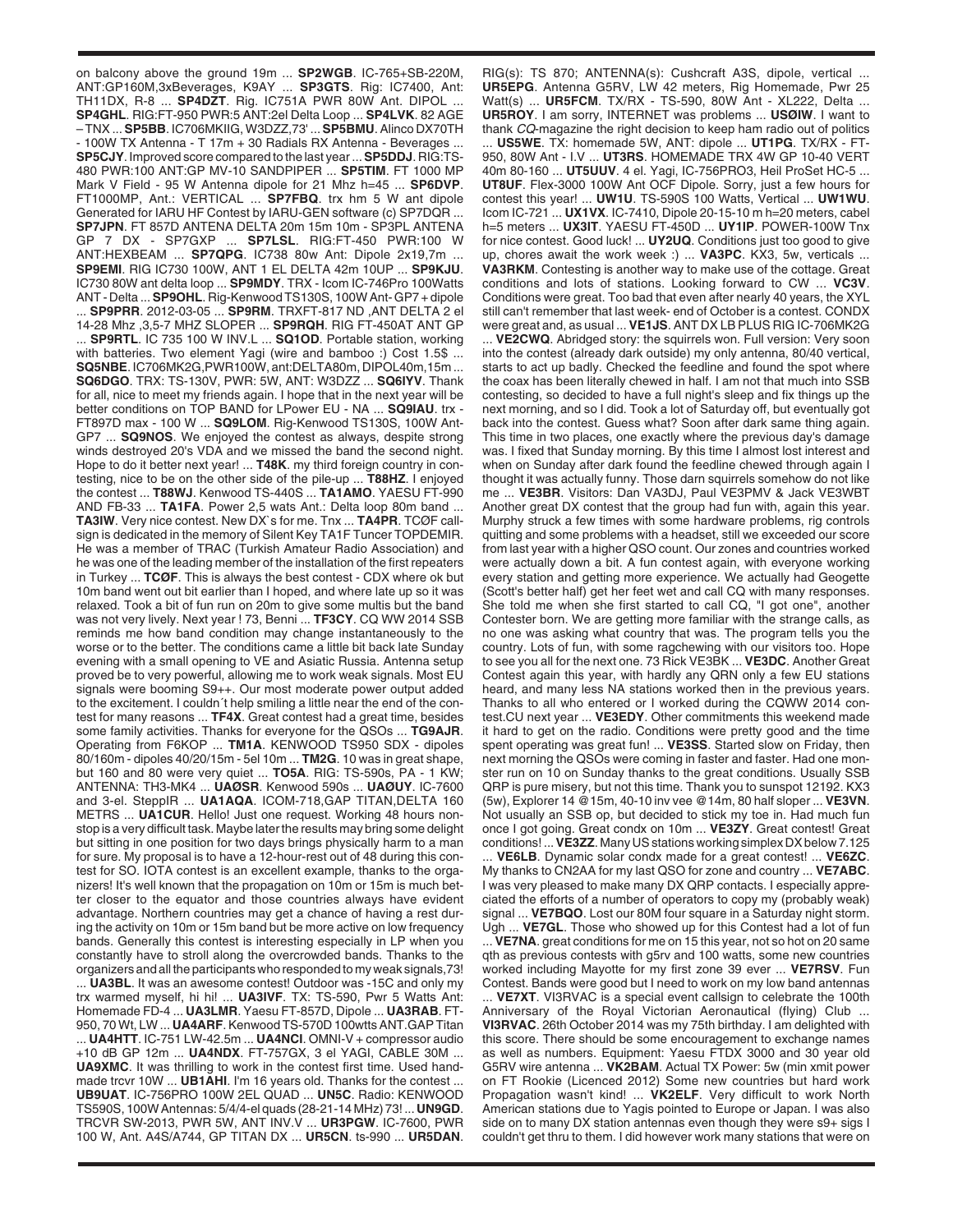on balcony above the ground 19m ... **SP2WGB**. IC-765+SB-220M, ANT:GP160M,3xBeverages, K9AY ... **SP3GTS**. Rig: IC7400, Ant: TH11DX, R-8 ... **SP4DZT**. Rig. IC751A PWR 80W Ant. DIPOL ... **SP4GHL**. RIG:FT-950 PWR:5 ANT:2el Delta Loop ... **SP4LVK**. 82 AGE – TNX ... **SP5BB**. IC706MKIIG, W3DZZ,73' ... **SP5BMU**. Alinco DX70TH - 100W TX Antenna - T 17m + 30 Radials RX Antenna - Beverages ... **SP5CJY**. Improved score compared to the last year ... **SP5DDJ**. RIG:TS-480 PWR:100 ANT:GP MV-10 SANDPIPER ... **SP5TIM**. FT 1000 MP Mark V Field - 95 W Antenna dipole for 21 Mhz h=45 ... **SP6DVP**. FT1000MP, Ant.: VERTICAL ... **SP7FBQ**. trx hm 5 W ant dipole Generated for IARU HF Contest by IARU-GEN software (c) SP7DQR ... **SP7JPN**. FT 857D ANTENA DELTA 20m 15m 10m - SP3PL ANTENA GP 7 DX - SP7GXP ... **SP7LSL**. RIG:FT-450 PWR:100 W ANT:HEXBEAM ... **SP7QPG**. IC738 80w Ant: Dipole 2x19,7m ... **SP9EMI**. RIG IC730 100W, ANT 1 EL DELTA 42m 10UP ... **SP9KJU**. IC730 80W ant delta loop ... **SP9MDY**. TRX - Icom IC-746Pro 100Watts ANT - Delta ... **SP9OHL**. Rig-Kenwood TS130S, 100W Ant- GP7 + dipole ... **SP9PRR**. 2012-03-05 ... **SP9RM**. TRXFT-817 ND ,ANT DELTA 2 el 14-28 Mhz ,3,5-7 MHZ SLOPER ... **SP9RQH**. RIG FT-450AT ANT GP ... **SP9RTL**. IC 735 100 W INV.L ... **SQ1OD**. Portable station, working with batteries. Two element Yagi (wire and bamboo :) Cost 1.5$ ... **SQ5NBE**. IC706MK2G,PWR100W, ant:DELTA80m, DIPOL40m,15m ... **SQ6DGO**. TRX: TS-130V, PWR: 5W, ANT: W3DZZ ... **SQ6IYV**. Thank for all, nice to meet my friends again. I hope that in the next year will be better conditions on TOP BAND for LPower EU - NA ... **SQ9IAU**. trx - FT897D max - 100 W ... **SQ9LOM**. Rig-Kenwood TS130S, 100W Ant-GP7 ... **SQ9NOS**. We enjoyed the contest as always, despite strong winds destroyed 20's VDA and we missed the band the second night. Hope to do it better next year! ... **T48K**. my third foreign country in contesting, nice to be on the other side of the pile-up ... **T88HZ**. I enjoyed the contest ... **T88WJ**. Kenwood TS-440S ... **TA1AMO**. YAESU FT-990 AND FB-33 ... **TA1FA**. Power 2,5 wats Ant.: Delta loop 80m band ... **TA3IW**. Very nice contest. New DX`s for me. Tnx ... **TA4PR**. TCØF callsign is dedicated in the memory of Silent Key TA1F Tuncer TOPDEMIR. He was a member of TRAC (Turkish Amateur Radio Association) and he was one of the leading member of the installation of the first repeaters in Turkey ... **TCØF**. This is always the best contest - CDX where ok but 10m band went out bit earlier than I hoped, and where late up so it was relaxed. Took a bit of fun run on 20m to give some multis but the band was not very lively. Next year ! 73, Benni ... **TF3CY**. CQ WW 2014 SSB reminds me how band condition may change instantaneously to the worse or to the better. The conditions came a little bit back late Sunday evening with a small opening to VE and Asiatic Russia. Antenna setup proved to be very powerful, allowing me to work weak signals. Most EU signals were booming S9++. Our most moderate power output added to the excitement. I couldn´t help smiling a little near the end of the contest for many reasons ... **TF4X**. Great contest had a great time, besides some family activities. Thanks for everyone for the QSOs ... **TG9AJR**. Operating from F6KOP ... **TM1A**. KENWOOD TS950 SDX - dipoles 80/160m - dipoles 40/20/15m - 5el 10m ... **TM2G**. 10 was in great shape, but 160 and 80 were very quiet ... **TO5A**. RIG: TS-590s, PA - 1 KW; ANTENNA: TH3-MK4 ... **UAØSR**. Kenwood 590s ... **UAØUY**. IC-7600 and 3-el. SteppIR ... **UA1AQA**. ICOM-718,GAP TITAN,DELTA 160 METRS ... **UA1CUR**. Hello! Just one request. Working 48 hours non-stop is a very difficult task. Maybe later the results may bring some delight but sitting in one position for two days brings physically harm to a man for sure. My proposal is to have a 12-hour-rest out of 48 during this contest for SO. IOTA contest is an excellent example, thanks to the organizers! It's well known that the propagation on 10m or 15m is much better closer to the equator and those countries always have evident advantage. Northern countries may get a chance of having a rest during the activity on 10m or 15m band but be more active on low frequency bands. Generally this contest is interesting especially in LP when you constantly have to stroll along the overcrowded bands. Thanks to the organizers and all the participants who responded to my weak signals,73! ... **UA3BL**. It was an awesome contest! Outdoor was -15C and only my trx warmed myself, hi hi! ... **UA3IVF**. TX: TS-590, Pwr 5 Watts Ant: Homemade FD-4 ... **UA3LMR**. Yaesu FT-857D, Dipole ... **UA3RAB**. FT-950, 70 Wt, LW ... **UA4ARF**. Kenwood TS-570D 100wtts ANT.GAP Titan ... **UA4HTT**. IC-751 LW-42.5m ... **UA4NCI**. OMNI-V + compressor audio +10 dB GP 12m ... **UA4NDX**. FT-757GX, 3 el YAGI, CABLE 30M ... **UA9XMC**. It was thrilling to work in the contest first time. Used handmade trcvr 10W ... **UB1AHI**. I'm 16 years old. Thanks for the contest ... **UB9UAT**. IC-756PRO 100W 2EL QUAD ... **UN5C**. Radio: KENWOOD TS590S, 100W Antennas: 5/4/4-el quads (28-21-14 MHz) 73! ... **UN9GD**. TRCVR SW-2013, PWR 5W, ANT INV.V ... **UR3PGW**. IC-7600, PWR 100 W, Ant. A4S/A744, GP TITAN DX ... **UR5CN**. ts-990 ... **UR5DAN**. RIG(S): TS 870; ANTENNA(s): Cushcraft A3S, dipole, vertical ... **UR5EPG**. Antenna G5RV, LW 42 meters, Rig Homemade, Pwr 25 Watt(s) ... **UR5FCM**. TX/RX - TS-590, 80W Ant - XL222, Delta ... **UR5ROY**. I am sorry, INTERNET was problems ... **USØIW**. I want to thank *CQ*-magazine the right decision to keep ham radio out of politics ... **US5WE**. TX: homemade 5W, ANT: dipole ... **UT1PG**. TX/RX - FT-950, 80W Ant - I.V ... **UT3RS**. HOMEMADE TRX 4W GP 10-40 VERT 40m 80-160 ... **UT5UUV**. 4 el. Yagi, IC-756PRO3, Heil ProSet HC-5 ... **UT8UF**. Flex-3000 100W Ant OCF Dipole. Sorry, just a few hours for contest this year! ... **UW1U**. TS-590S 100 Watts, Vertical ... **UW1WU**. Icom IC-721 ... **UX1VX**. IC-7410, Dipole 20-15-10 m h=20 meters, cabel h=5 meters ... **UX3IT**. YAESU FT-450D ... **UY1IP**. POWER-100W Tnx for nice contest. Good luck! ... **UY2UQ**. Conditions just too good to give up, chores await the work week :) ... **VA3PC**. KX3, 5w, verticals ... **VA3RKM**. Contesting is another way to make use of the cottage. Great conditions and lots of stations. Looking forward to CW ... **VC3V**. Conditions were great. Too bad that even after nearly 40 years, the XYL still can't remember that last week- end of October is a contest. CONDX were great and, as usual ... **VE1JS**. ANT DX LB PLUS RIG IC-706MK2G ... **VE2CWQ**. Abridged story: the squirrels won. Full version: Very soon into the contest (already dark outside) my only antenna, 80/40 vertical, starts to act up badly. Checked the feedline and found the spot where the coax has been literally chewed in half. I am not that much into SSB contesting, so decided to have a full night's sleep and fix things up the next morning, and so I did. Took a lot of Saturday off, but eventually got back into the contest. Guess what? Soon after dark same thing again. This time in two places, one exactly where the previous day's damage was. I fixed that Sunday morning. By this time I almost lost interest and when on Sunday after dark found the feedline chewed through again I thought it was actually funny. Those darn squirrels somehow do not like me ... **VE3BR**. Visitors: Dan VA3DJ, Paul VE3PMV & Jack VE3WBT Another great DX contest that the group had fun with, again this year. Murphy struck a few times with some hardware problems, rig controls quitting and some problems with a headset, still we exceeded our score from last year with a higher QSO count. Our zones and countries worked were actually down a bit. A fun contest again, with everyone working every station and getting more experience. We actually had Geogette (Scott's better half) get her feet wet and call CQ with many responses. She told me when she first started to call CQ, "I got one", another Contester born. We are getting more familiar with the strange calls, as no one was asking what country that was. The program tells you the country. Lots of fun, with some ragchewing with our visitors too. Hope to see you all for the next one. 73 Rick VE3BK ... **VE3DC**. Another Great Contest again this year, with hardly any QRN only a few EU stations heard, and many less NA stations worked then in the previous years. Thanks to all who entered or I worked during the CQWW 2014 contest.CU next year ... **VE3EDY**. Other commitments this weekend made it hard to get on the radio. Conditions were pretty good and the time spent operating was great fun! ... **VE3SS**. Started slow on Friday, then next morning the QSOs were coming in faster and faster. Had one monster run on 10 on Sunday thanks to the great conditions. Usually SSB QRP is pure misery, but not this time. Thank you to sunspot 12192. KX3 (5w), Explorer 14 @15m, 40-10 inv vee @14m, 80 half sloper ... **VE3VN**. Not usually an SSB op, but decided to stick my toe in. Had much fun once I got going. Great condx on 10m ... **VE3ZY**. Great contest! Great conditions! ... **VE3ZZ**. Many US stations working simplex DX below 7.125 ... **VE6LB**. Dynamic solar condx made for a great contest! ... **VE6ZC**. My thanks to CN2AA for my last QSO for zone and country ... **VE7ABC**. I was very pleased to make many DX QRP contacts. I especially appreciated the efforts of a number of operators to copy my (probably weak) signal ... **VE7BQO**. Lost our 80M four square in a Saturday night storm. Ugh ... **VE7GL**. Those who showed up for this Contest had a lot of fun ... **VE7NA**. great conditions for me on 15 this year, not so hot on 20 same qth as previous contests with g5rv and 100 watts, some new countries worked including Mayotte for my first zone 39 ever ... **VE7RSV**. Fun Contest. Bands were good but I need to work on my low band antennas ... **VE7XT**. VI3RVAC is a special event callsign to celebrate the 100th Anniversary of the Royal Victorian Aeronautical (flying) Club ... **VI3RVAC**. 26th October 2014 was my 75th birthday. I am delighted with this score. There should be some encouragement to exchange names as well as numbers. Equipment: Yaesu FTDX 3000 and 30 year old G5RV wire antenna ... **VK2BAM**. Actual TX Power: 5w (min xmit power on FT Rookie (Licenced 2012) Some new countries but hard work Propagation wasn't kind! ... **VK2ELF**. Very difficult to work North American stations due to Yagis pointed to Europe or Japan. I was also side on to many DX station antennas even though they were s9+ sigs I couldn't get thru to them. I did however work many stations that were on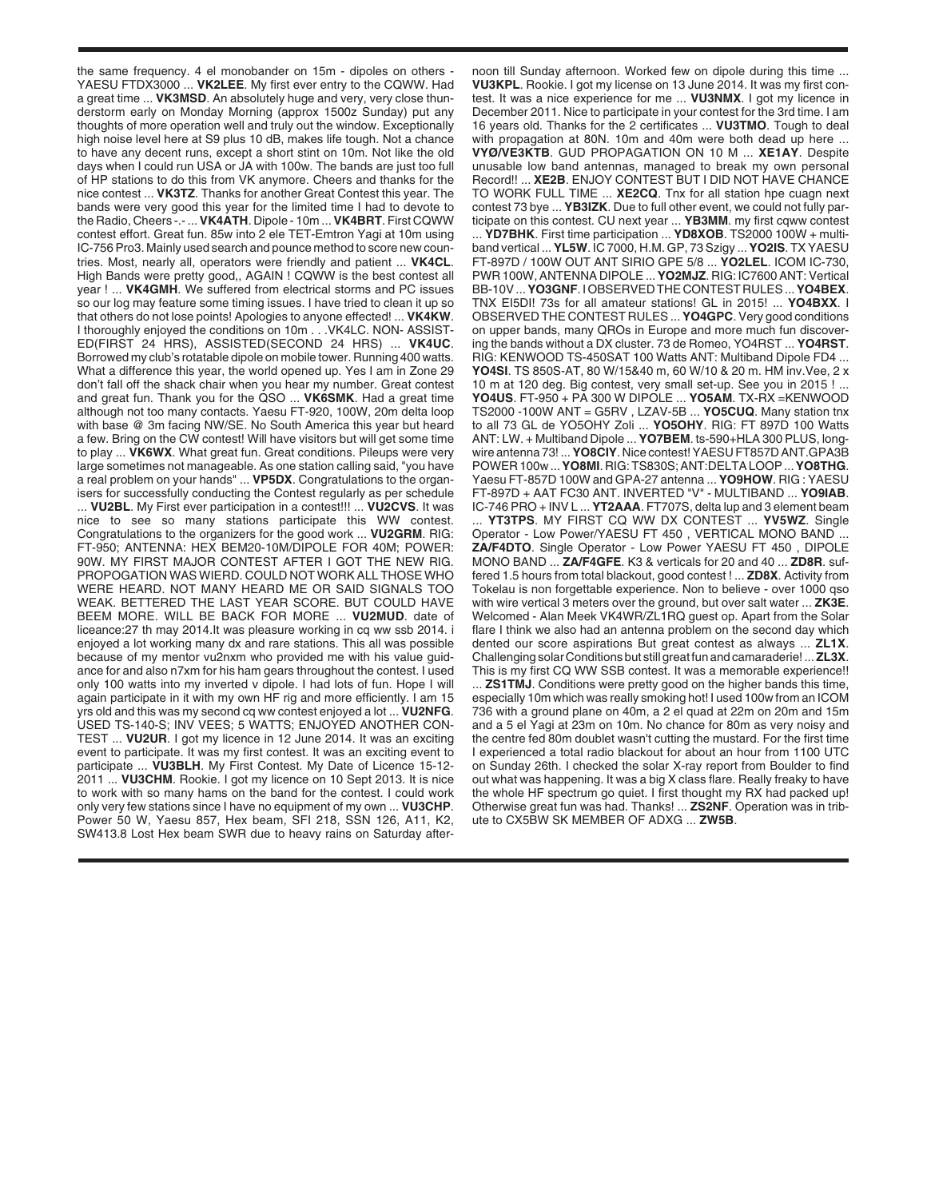the same frequency. 4 el monobander on 15m - dipoles on others - YAESU FTDX3000 ... **VK2LEE**. My first ever entry to the CQWW. Had a great time ... **VK3MSD**. An absolutely huge and very, very close thunderstorm early on Monday Morning (approx 1500z Sunday) put any thoughts of more operation well and truly out the window. Exceptionally high noise level here at S9 plus 10 dB, makes life tough. Not a chance to have any decent runs, except a short stint on 10m. Not like the old days when I could run USA or JA with 100w. The bands are just too full of HP stations to do this from VK anymore. Cheers and thanks for the nice contest ... **VK3TZ**. Thanks for another Great Contest this year. The bands were very good this year for the limited time I had to devote to the Radio, Cheers -.- ... **VK4ATH**. Dipole - 10m ... **VK4BRT**. First CQWW contest effort. Great fun. 85w into 2 ele TET-Emtron Yagi at 10m using IC-756 Pro3. Mainly used search and pounce method to score new countries. Most, nearly all, operators were friendly and patient ... **VK4CL**. High Bands were pretty good,, AGAIN ! CQWW is the best contest all year ! ... **VK4GMH**. We suffered from electrical storms and PC issues so our log may feature some timing issues. I have tried to clean it up so that others do not lose points! Apologies to anyone effected! ... **VK4KW**. I thoroughly enjoyed the conditions on 10m . . .VK4LC. NON- ASSISTED(FIRST 24 HRS), ASSISTED(SECOND 24 HRS) ... **VK4UC**. Borrowed my club's rotatable dipole on mobile tower. Running 400 watts. What a difference this year, the world opened up. Yes I am in Zone 29 don't fall off the shack chair when you hear my number. Great contest and great fun. Thank you for the QSO ... **VK6SMK**. Had a great time although not too many contacts. Yaesu FT-920, 100W, 20m delta loop with base @ 3m facing NW/SE. No South America this year but heard a few. Bring on the CW contest! Will have visitors but will get some time to play ... **VK6WX**. What great fun. Great conditions. Pileups were very large sometimes not manageable. As one station calling said, "you have a real problem on your hands" ... **VP5DX**. Congratulations to the organisers for successfully conducting the Contest regularly as per schedule ... **VU2BL**. My First ever participation in a contest!!! ... **VU2CVS**. It was nice to see so many stations participate this WW contest. Congratulations to the organizers for the good work ... **VU2GRM**. RIG: FT-950; ANTENNA: HEX BEM20-10M/DIPOLE FOR 40M; POWER: 90W. MY FIRST MAJOR CONTEST AFTER I GOT THE NEW RIG. PROPOGATION WAS WIERD. COULD NOT WORK ALL THOSE WHO WERE HEARD. NOT MANY HEARD ME OR SAID SIGNALS TOO WEAK. BETTERED THE LAST YEAR SCORE. BUT COULD HAVE BEEM MORE. WILL BE BACK FOR MORE ... **VU2MUD**. date of liceance:27 th may 2014.It was pleasure working in cq ww ssb 2014. i enjoyed a lot working many dx and rare stations. This all was possible because of my mentor vu2nxm who provided me with his value guidance for and also n7xm for his ham gears throughout the contest. I used only 100 watts into my inverted v dipole. I had lots of fun. Hope I will again participate in it with my own HF rig and more efficiently. I am 15 yrs old and this was my second cq ww contest enjoyed a lot ... **VU2NFG**. USED TS-140-S; INV VEES; 5 WATTS; ENJOYED ANOTHER CONTEST ... **VU2UR**. I got my licence in 12 June 2014. It was an exciting event to participate. It was my first contest. It was an exciting event to participate ... **VU3BLH**. My First Contest. My Date of Licence 15-12-2011 ... **VU3CHM**. Rookie. I got my licence on 10 Sept 2013. It is nice to work with so many hams on the band for the contest. I could work only very few stations since I have no equipment of my own ... **VU3CHP**. Power 50 W, Yaesu 857, Hex beam, SFI 218, SSN 126, A11, K2, SW413.8 Lost Hex beam SWR due to heavy rains on Saturday afternoon till Sunday afternoon. Worked few on dipole during this time ... **VU3KPL**. Rookie. I got my license on 13 June 2014. It was my first contest. It was a nice experience for me ... **VU3NMX**. I got my licence in December 2011. Nice to participate in your contest for the 3rd time. I am 16 years old. Thanks for the 2 certificates ... **VU3TMO**. Tough to deal with propagation at 80N. 10m and 40m were both dead up here ... **VYØ/VE3KTB**. GUD PROPAGATION ON 10 M ... **XE1AY**. Despite unusable low band antennas, managed to break my own personal Record!! ... **XE2B**. ENJOY CONTEST BUT I DID NOT HAVE CHANCE TO WORK FULL TIME ... **XE2CQ**. Tnx for all station hpe cuagn next contest 73 bye ... **YB3IZK**. Due to full other event, we could not fully participate on this contest. CU next year ... **YB3MM**. my first cqww contest ... **YD7BHK**. First time participation ... **YD8XOB**. TS2000 100W + multiband vertical ... **YL5W**. IC 7000, H.M. GP, 73 Szigy ... **YO2IS**. TX YAESU FT-897D / 100W OUT ANT SIRIO GPE 5/8 ... **YO2LEL**. ICOM IC-730, PWR 100W, ANTENNA DIPOLE ... **YO2MJZ**. RIG: IC7600 ANT: Vertical BB-10V ... **YO3GNF**. I OBSERVED THE CONTEST RULES ... **YO4BEX**. TNX EI5DI! 73s for all amateur stations! GL in 2015! ... **YO4BXX**. I OBSERVED THE CONTEST RULES ... **YO4GPC**. Very good conditions on upper bands, many QROs in Europe and more much fun discovering the bands without a DX cluster. 73 de Romeo, YO4RST ... **YO4RST**. RIG: KENWOOD TS-450SAT 100 Watts ANT: Multiband Dipole FD4 ... **YO4SI**. TS 850S-AT, 80 W/15&40 m, 60 W/10 & 20 m. HM inv.Vee, 2 x 10 m at 120 deg. Big contest, very small set-up. See you in 2015 ! ... **YO4US**. FT-950 + PA 300 W DIPOLE ... **YO5AM**. TX-RX =KENWOOD TS2000 -100W ANT = G5RV , LZAV-5B ... **YO5CUQ**. Many station tnx to all 73 GL de YO5OHY Zoli ... **YO5OHY**. RIG: FT 897D 100 Watts ANT: LW. + Multiband Dipole ... **YO7BEM**. ts-590+HLA 300 PLUS, longwire antenna 73! ... **YO8CIY**. Nice contest! YAESU FT857D ANT.GPA3B POWER 100w ... **YO8MI**. RIG: TS830S; ANT:DELTA LOOP ... **YO8THG**. Yaesu FT-857D 100W and GPA-27 antenna ... **YO9HOW**. RIG : YAESU FT-897D + AAT FC30 ANT. INVERTED "V" - MULTIBAND ... **YO9IAB**. IC-746 PRO + INV L ... **YT2AAA**. FT707S, delta lup and 3 element beam ... **YT3TPS**. MY FIRST CQ WW DX CONTEST ... **YV5WZ**. Single Operator - Low Power/YAESU FT 450 , VERTICAL MONO BAND ... **ZA/F4DTO**. Single Operator - Low Power YAESU FT 450 , DIPOLE MONO BAND ... **ZA/F4GFE**. K3 & verticals for 20 and 40 ... **ZD8R**. suffered 1.5 hours from total blackout, good contest ! ... **ZD8X**. Activity from Tokelau is non forgettable experience. Non to believe - over 1000 qso with wire vertical 3 meters over the ground, but over salt water ... **ZK3E**. Welcomed - Alan Meek VK4WR/ZL1RQ guest op. Apart from the Solar flare I think we also had an antenna problem on the second day which dented our score aspirations But great contest as always ... **ZL1X**. Challenging solar Conditions but still great fun and camaraderie! ... **ZL3X**. This is my first CQ WW SSB contest. It was a memorable experience!! ... **ZS1TMJ**. Conditions were pretty good on the higher bands this time, especially 10m which was really smoking hot! I used 100w from an ICOM 736 with a ground plane on 40m, a 2 el quad at 22m on 20m and 15m and a 5 el Yagi at 23m on 10m. No chance for 80m as very noisy and the centre fed 80m doublet wasn't cutting the mustard. For the first time I experienced a total radio blackout for about an hour from 1100 UTC on Sunday 26th. I checked the solar X-ray report from Boulder to find out what was happening. It was a big X class flare. Really freaky to have the whole HF spectrum go quiet. I first thought my RX had packed up! Otherwise great fun was had. Thanks! ... **ZS2NF**. Operation was in tribute to CX5BW SK MEMBER OF ADXG ... **ZW5B**.